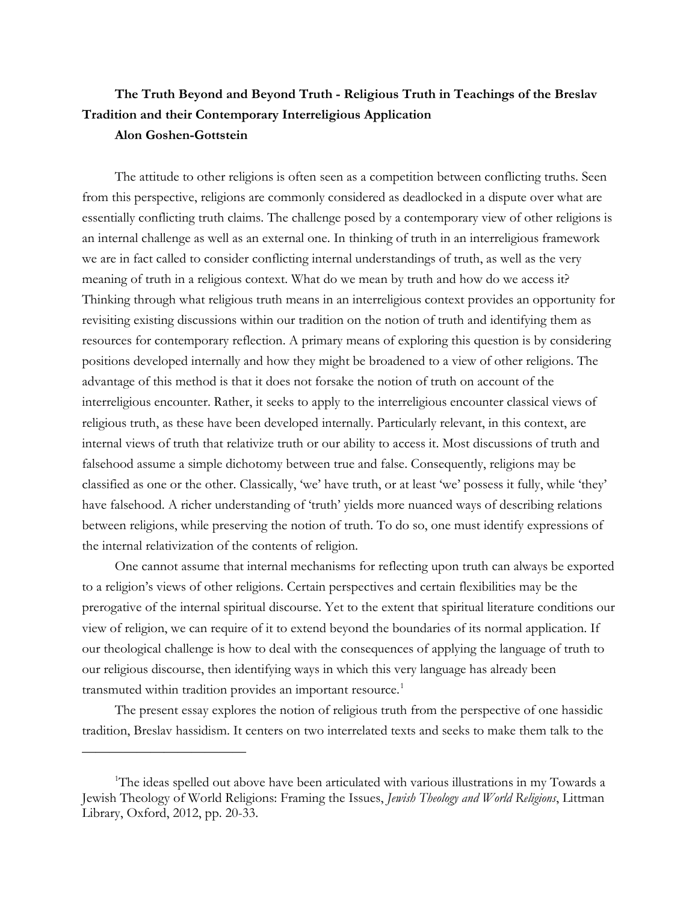# The Truth Beyond and Beyond Truth - Religious Truth in Teachings of the Breslav Tradition and their Contemporary Interreligious Application

**Alon Goshen-Gottstein**

The attitude to other religions is often seen as a competition between conflicting truths. Seen from this perspective, religions are commonly considered as deadlocked in a dispute over what are essentially conflicting truth claims. The challenge posed by a contemporary view of other religions is an internal challenge as well as an external one. In thinking of truth in an interreligious framework we are in fact called to consider conflicting internal understandings of truth, as well as the very meaning of truth in a religious context. What do we mean by truth and how do we access it? Thinking through what religious truth means in an interreligious context provides an opportunity for revisiting existing discussions within our tradition on the notion of truth and identifying them as resources for contemporary reflection. A primary means of exploring this question is by considering positions developed internally and how they might be broadened to a view of other religions. The advantage of this method is that it does not forsake the notion of truth on account of the interreligious encounter. Rather, it seeks to apply to the interreligious encounter classical views of religious truth, as these have been developed internally. Particularly relevant, in this context, are internal views of truth that relativize truth or our ability to access it. Most discussions of truth and falsehood assume a simple dichotomy between true and false. Consequently, religions may be classified as one or the other. Classically, 'we' have truth, or at least 'we' possess it fully, while 'they' have falsehood. A richer understanding of 'truth' yields more nuanced ways of describing relations between religions, while preserving the notion of truth. To do so, one must identify expressions of the internal relativization of the contents of religion.

One cannot assume that internal mechanisms for reflecting upon truth can always be exported to a religion's views of other religions. Certain perspectives and certain flexibilities may be the prerogative of the internal spiritual discourse. Yet to the extent that spiritual literature conditions our view of religion, we can require of it to extend beyond the boundaries of its normal application. If our theological challenge is how to deal with the consequences of applying the language of truth to our religious discourse, then identifying ways in which this very language has already been transmuted within tradition provides an important resource.[1]

The present essay explores the notion of religious truth from the perspective of one hassidic tradition, Breslav hassidism. It centers on two interrelated texts and seeks to make them talk to the

---

[1] The ideas spelled out above have been articulated with various illustrations in my Towards a Jewish Theology of World Religions: Framing the Issues, *Jewish Theology and World Religions*, Littman Library, Oxford, 2012, pp. 20-33.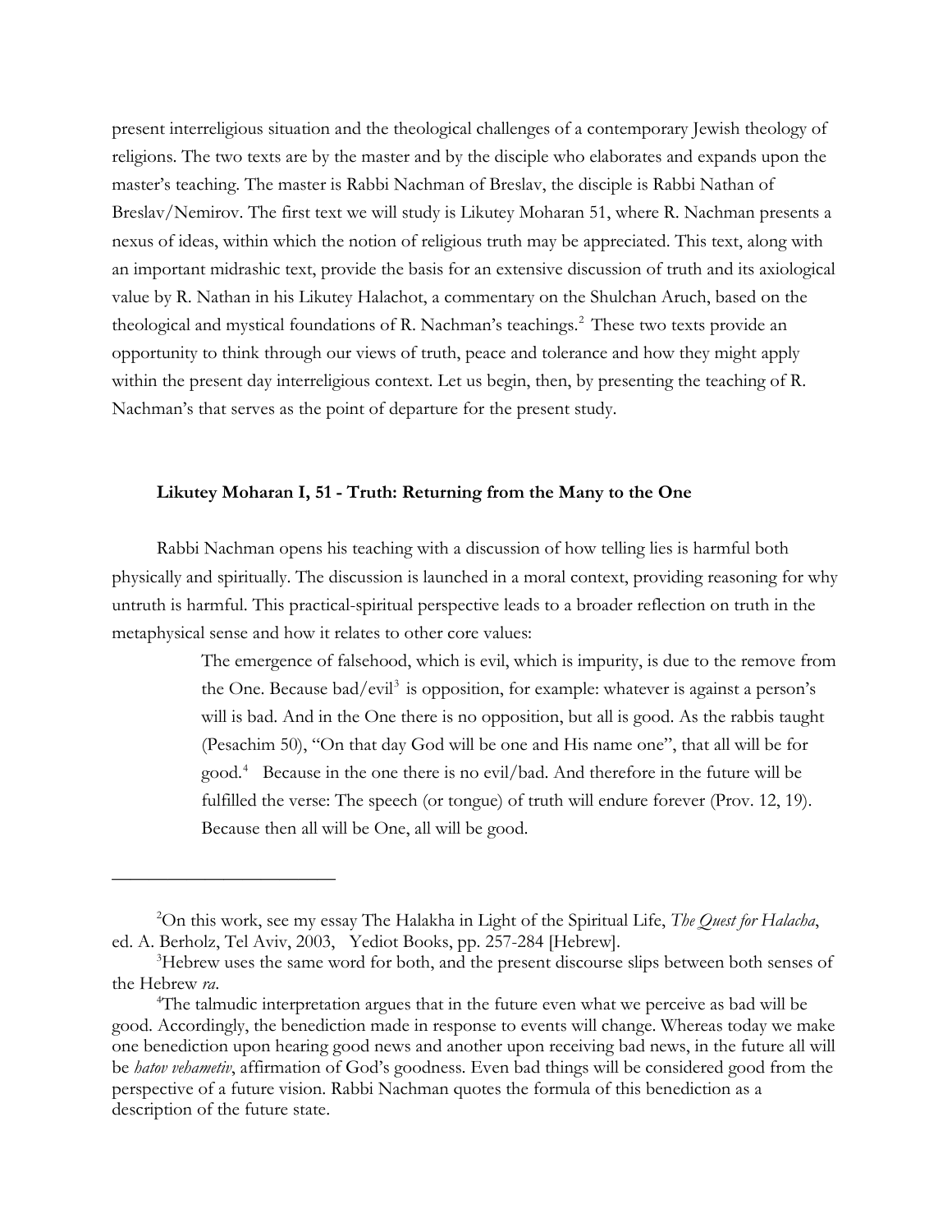present interreligious situation and the theological challenges of a contemporary Jewish theology of religions. The two texts are by the master and by the disciple who elaborates and expands upon the master's teaching. The master is Rabbi Nachman of Breslav, the disciple is Rabbi Nathan of Breslav/Nemirov. The first text we will study is Likutey Moharan 51, where R. Nachman presents a nexus of ideas, within which the notion of religious truth may be appreciated. This text, along with an important midrashic text, provide the basis for an extensive discussion of truth and its axiological value by R. Nathan in his Likutey Halachot, a commentary on the Shulchan Aruch, based on the theological and mystical foundations of R. Nachman's teachings.[2] These two texts provide an opportunity to think through our views of truth, peace and tolerance and how they might apply within the present day interreligious context. Let us begin, then, by presenting the teaching of R. Nachman's that serves as the point of departure for the present study.

### Likutey Moharan I, 51 - Truth: Returning from the Many to the One

Rabbi Nachman opens his teaching with a discussion of how telling lies is harmful both physically and spiritually. The discussion is launched in a moral context, providing reasoning for why untruth is harmful. This practical-spiritual perspective leads to a broader reflection on truth in the metaphysical sense and how it relates to other core values:

> The emergence of falsehood, which is evil, which is impurity, is due to the remove from the One. Because bad/evil[3] is opposition, for example: whatever is against a person's will is bad. And in the One there is no opposition, but all is good. As the rabbis taught (Pesachim 50), "On that day God will be one and His name one", that all will be for good.[4] Because in the one there is no evil/bad. And therefore in the future will be fulfilled the verse: The speech (or tongue) of truth will endure forever (Prov. 12, 19). Because then all will be One, all will be good.

---

[2] On this work, see my essay The Halakha in Light of the Spiritual Life, *The Quest for Halacha*, ed. A. Berholz, Tel Aviv, 2003, Yediot Books, pp. 257-284 [Hebrew].

[3] Hebrew uses the same word for both, and the present discourse slips between both senses of the Hebrew *ra*.

[4] The talmudic interpretation argues that in the future even what we perceive as bad will be good. Accordingly, the benediction made in response to events will change. Whereas today we make one benediction upon hearing good news and another upon receiving bad news, in the future all will be *hatov vehametiv*, affirmation of God's goodness. Even bad things will be considered good from the perspective of a future vision. Rabbi Nachman quotes the formula of this benediction as a description of the future state.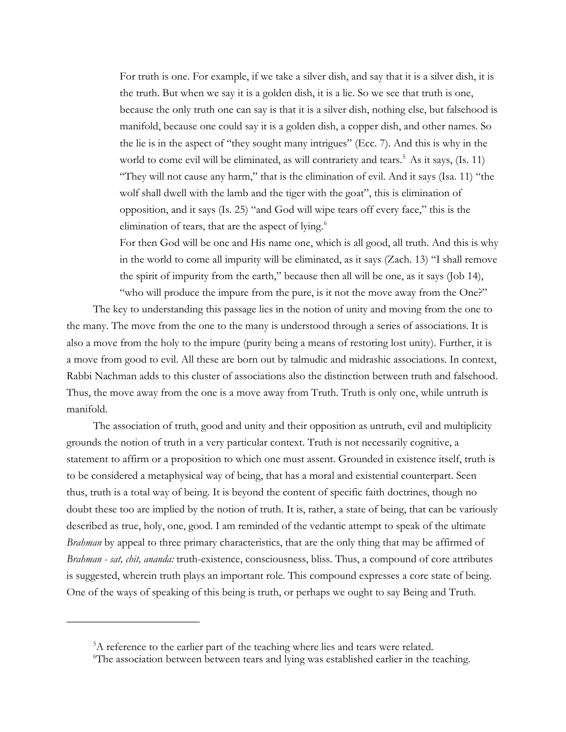> For truth is one. For example, if we take a silver dish, and say that it is a silver dish, it is the truth. But when we say it is a golden dish, it is a lie. So we see that truth is one, because the only truth one can say is that it is a silver dish, nothing else, but falsehood is manifold, because one could say it is a golden dish, a copper dish, and other names. So the lie is in the aspect of "they sought many intrigues" (Ecc. 7). And this is why in the world to come evil will be eliminated, as will contrariety and tears.[5] As it says, (Is. 11) "They will not cause any harm," that is the elimination of evil. And it says (Isa. 11) "the wolf shall dwell with the lamb and the tiger with the goat", this is elimination of opposition, and it says (Is. 25) "and God will wipe tears off every face," this is the elimination of tears, that are the aspect of lying.[6]
>
> For then God will be one and His name one, which is all good, all truth. And this is why in the world to come all impurity will be eliminated, as it says (Zach. 13) "I shall remove the spirit of impurity from the earth," because then all will be one, as it says (Job 14), "who will produce the impure from the pure, is it not the move away from the One?"

The key to understanding this passage lies in the notion of unity and moving from the one to the many. The move from the one to the many is understood through a series of associations. It is also a move from the holy to the impure (purity being a means of restoring lost unity). Further, it is a move from good to evil. All these are born out by talmudic and midrashic associations. In context, Rabbi Nachman adds to this cluster of associations also the distinction between truth and falsehood. Thus, the move away from the one is a move away from Truth. Truth is only one, while untruth is manifold.

The association of truth, good and unity and their opposition as untruth, evil and multiplicity grounds the notion of truth in a very particular context. Truth is not necessarily cognitive, a statement to affirm or a proposition to which one must assent. Grounded in existence itself, truth is to be considered a metaphysical way of being, that has a moral and existential counterpart. Seen thus, truth is a total way of being. It is beyond the content of specific faith doctrines, though no doubt these too are implied by the notion of truth. It is, rather, a state of being, that can be variously described as true, holy, one, good. I am reminded of the vedantic attempt to speak of the ultimate *Brahman* by appeal to three primary characteristics, that are the only thing that may be affirmed of *Brahman - sat, chit, ananda:* truth-existence, consciousness, bliss. Thus, a compound of core attributes is suggested, wherein truth plays an important role. This compound expresses a core state of being. One of the ways of speaking of this being is truth, or perhaps we ought to say Being and Truth.

---

[5] A reference to the earlier part of the teaching where lies and tears were related.

[6] The association between between tears and lying was established earlier in the teaching.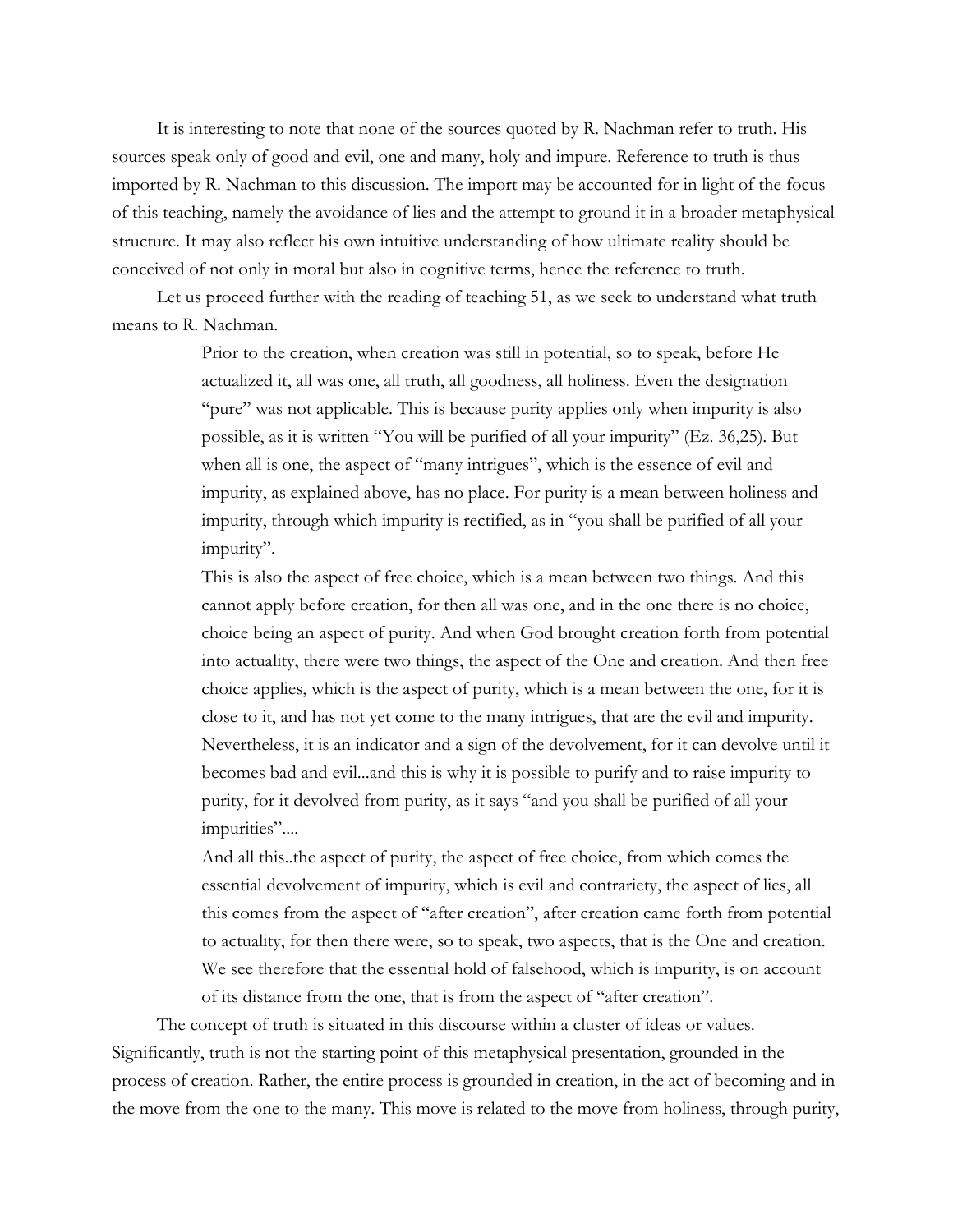It is interesting to note that none of the sources quoted by R. Nachman refer to truth. His sources speak only of good and evil, one and many, holy and impure. Reference to truth is thus imported by R. Nachman to this discussion. The import may be accounted for in light of the focus of this teaching, namely the avoidance of lies and the attempt to ground it in a broader metaphysical structure. It may also reflect his own intuitive understanding of how ultimate reality should be conceived of not only in moral but also in cognitive terms, hence the reference to truth.

Let us proceed further with the reading of teaching 51, as we seek to understand what truth means to R. Nachman.

> Prior to the creation, when creation was still in potential, so to speak, before He actualized it, all was one, all truth, all goodness, all holiness. Even the designation "pure" was not applicable. This is because purity applies only when impurity is also possible, as it is written "You will be purified of all your impurity" (Ez. 36,25). But when all is one, the aspect of "many intrigues", which is the essence of evil and impurity, as explained above, has no place. For purity is a mean between holiness and impurity, through which impurity is rectified, as in "you shall be purified of all your impurity".
>
> This is also the aspect of free choice, which is a mean between two things. And this cannot apply before creation, for then all was one, and in the one there is no choice, choice being an aspect of purity. And when God brought creation forth from potential into actuality, there were two things, the aspect of the One and creation. And then free choice applies, which is the aspect of purity, which is a mean between the one, for it is close to it, and has not yet come to the many intrigues, that are the evil and impurity. Nevertheless, it is an indicator and a sign of the devolvement, for it can devolve until it becomes bad and evil...and this is why it is possible to purify and to raise impurity to purity, for it devolved from purity, as it says "and you shall be purified of all your impurities"....
>
> And all this..the aspect of purity, the aspect of free choice, from which comes the essential devolvement of impurity, which is evil and contrariety, the aspect of lies, all this comes from the aspect of "after creation", after creation came forth from potential to actuality, for then there were, so to speak, two aspects, that is the One and creation. We see therefore that the essential hold of falsehood, which is impurity, is on account of its distance from the one, that is from the aspect of "after creation".

The concept of truth is situated in this discourse within a cluster of ideas or values. Significantly, truth is not the starting point of this metaphysical presentation, grounded in the process of creation. Rather, the entire process is grounded in creation, in the act of becoming and in the move from the one to the many. This move is related to the move from holiness, through purity,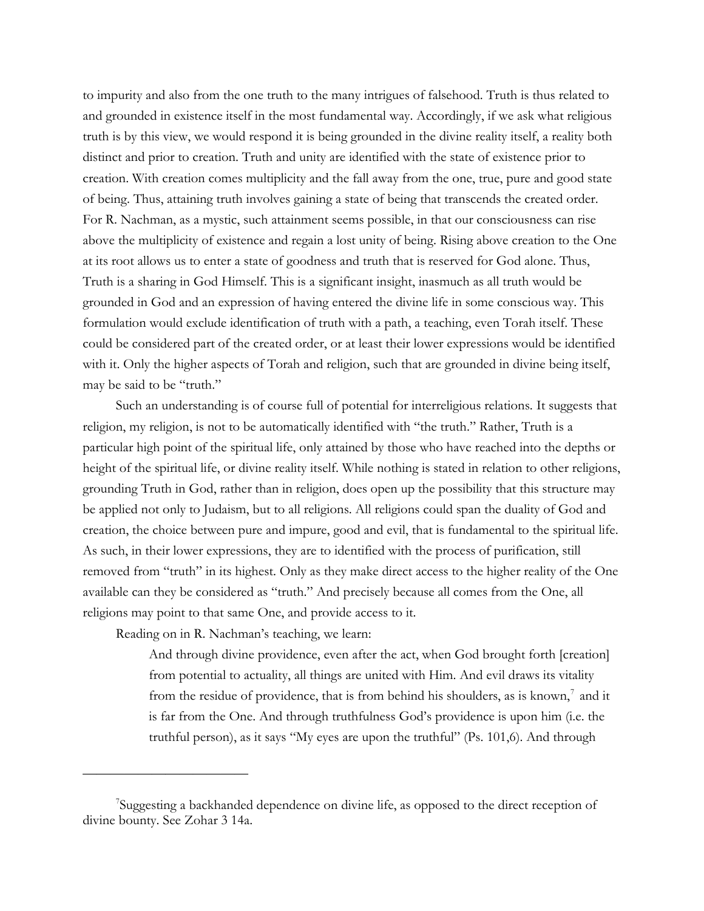to impurity and also from the one truth to the many intrigues of falsehood. Truth is thus related to and grounded in existence itself in the most fundamental way. Accordingly, if we ask what religious truth is by this view, we would respond it is being grounded in the divine reality itself, a reality both distinct and prior to creation. Truth and unity are identified with the state of existence prior to creation. With creation comes multiplicity and the fall away from the one, true, pure and good state of being. Thus, attaining truth involves gaining a state of being that transcends the created order. For R. Nachman, as a mystic, such attainment seems possible, in that our consciousness can rise above the multiplicity of existence and regain a lost unity of being. Rising above creation to the One at its root allows us to enter a state of goodness and truth that is reserved for God alone. Thus, Truth is a sharing in God Himself. This is a significant insight, inasmuch as all truth would be grounded in God and an expression of having entered the divine life in some conscious way. This formulation would exclude identification of truth with a path, a teaching, even Torah itself. These could be considered part of the created order, or at least their lower expressions would be identified with it. Only the higher aspects of Torah and religion, such that are grounded in divine being itself, may be said to be "truth."

Such an understanding is of course full of potential for interreligious relations. It suggests that religion, my religion, is not to be automatically identified with "the truth." Rather, Truth is a particular high point of the spiritual life, only attained by those who have reached into the depths or height of the spiritual life, or divine reality itself. While nothing is stated in relation to other religions, grounding Truth in God, rather than in religion, does open up the possibility that this structure may be applied not only to Judaism, but to all religions. All religions could span the duality of God and creation, the choice between pure and impure, good and evil, that is fundamental to the spiritual life. As such, in their lower expressions, they are to identified with the process of purification, still removed from "truth" in its highest. Only as they make direct access to the higher reality of the One available can they be considered as "truth." And precisely because all comes from the One, all religions may point to that same One, and provide access to it.

Reading on in R. Nachman's teaching, we learn:

> And through divine providence, even after the act, when God brought forth [creation] from potential to actuality, all things are united with Him. And evil draws its vitality from the residue of providence, that is from behind his shoulders, as is known,[7] and it is far from the One. And through truthfulness God's providence is upon him (i.e. the truthful person), as it says "My eyes are upon the truthful" (Ps. 101,6). And through

[7] Suggesting a backhanded dependence on divine life, as opposed to the direct reception of divine bounty. See Zohar 3 14a.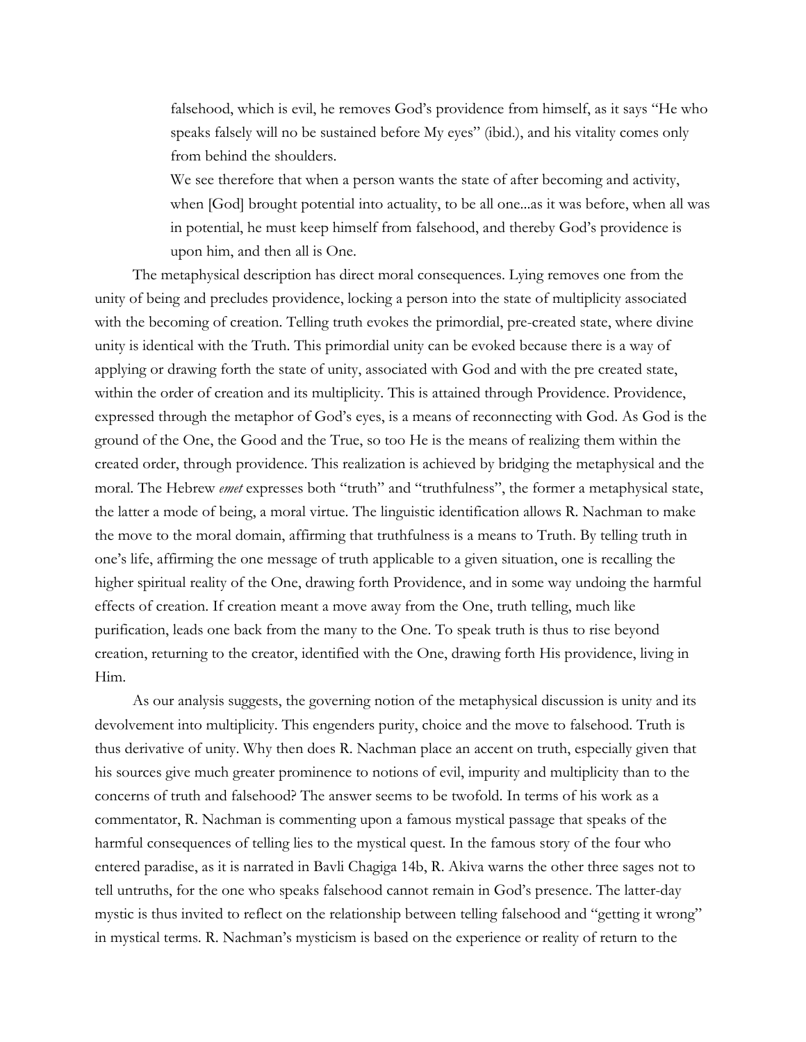> falsehood, which is evil, he removes God's providence from himself, as it says "He who speaks falsely will no be sustained before My eyes" (ibid.), and his vitality comes only from behind the shoulders.
>
> We see therefore that when a person wants the state of after becoming and activity, when [God] brought potential into actuality, to be all one...as it was before, when all was in potential, he must keep himself from falsehood, and thereby God's providence is upon him, and then all is One.

The metaphysical description has direct moral consequences. Lying removes one from the unity of being and precludes providence, locking a person into the state of multiplicity associated with the becoming of creation. Telling truth evokes the primordial, pre-created state, where divine unity is identical with the Truth. This primordial unity can be evoked because there is a way of applying or drawing forth the state of unity, associated with God and with the pre created state, within the order of creation and its multiplicity. This is attained through Providence. Providence, expressed through the metaphor of God's eyes, is a means of reconnecting with God. As God is the ground of the One, the Good and the True, so too He is the means of realizing them within the created order, through providence. This realization is achieved by bridging the metaphysical and the moral. The Hebrew *emet* expresses both "truth" and "truthfulness", the former a metaphysical state, the latter a mode of being, a moral virtue. The linguistic identification allows R. Nachman to make the move to the moral domain, affirming that truthfulness is a means to Truth. By telling truth in one's life, affirming the one message of truth applicable to a given situation, one is recalling the higher spiritual reality of the One, drawing forth Providence, and in some way undoing the harmful effects of creation. If creation meant a move away from the One, truth telling, much like purification, leads one back from the many to the One. To speak truth is thus to rise beyond creation, returning to the creator, identified with the One, drawing forth His providence, living in Him.

As our analysis suggests, the governing notion of the metaphysical discussion is unity and its devolvement into multiplicity. This engenders purity, choice and the move to falsehood. Truth is thus derivative of unity. Why then does R. Nachman place an accent on truth, especially given that his sources give much greater prominence to notions of evil, impurity and multiplicity than to the concerns of truth and falsehood? The answer seems to be twofold. In terms of his work as a commentator, R. Nachman is commenting upon a famous mystical passage that speaks of the harmful consequences of telling lies to the mystical quest. In the famous story of the four who entered paradise, as it is narrated in Bavli Chagiga 14b, R. Akiva warns the other three sages not to tell untruths, for the one who speaks falsehood cannot remain in God's presence. The latter-day mystic is thus invited to reflect on the relationship between telling falsehood and "getting it wrong" in mystical terms. R. Nachman's mysticism is based on the experience or reality of return to the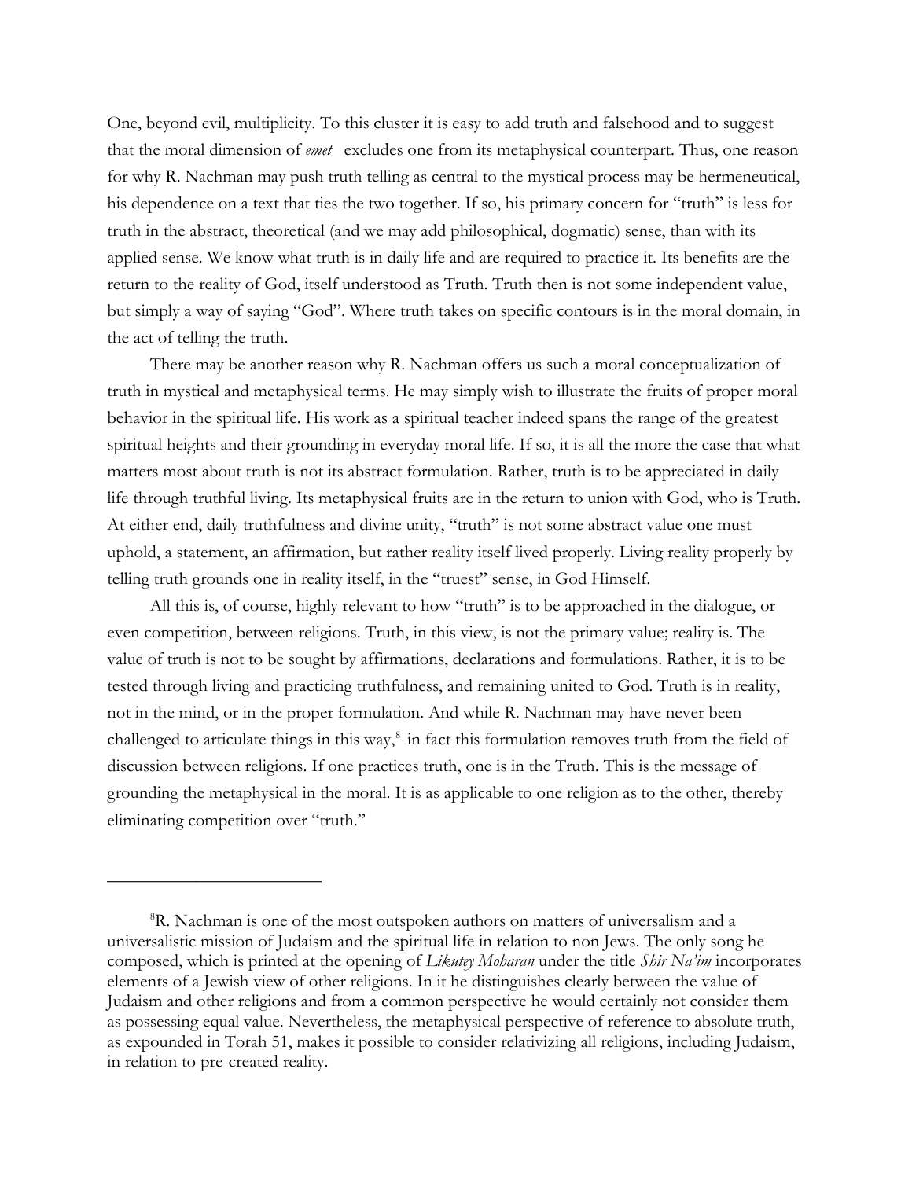One, beyond evil, multiplicity. To this cluster it is easy to add truth and falsehood and to suggest that the moral dimension of *emet* excludes one from its metaphysical counterpart. Thus, one reason for why R. Nachman may push truth telling as central to the mystical process may be hermeneutical, his dependence on a text that ties the two together. If so, his primary concern for "truth" is less for truth in the abstract, theoretical (and we may add philosophical, dogmatic) sense, than with its applied sense. We know what truth is in daily life and are required to practice it. Its benefits are the return to the reality of God, itself understood as Truth. Truth then is not some independent value, but simply a way of saying "God". Where truth takes on specific contours is in the moral domain, in the act of telling the truth.

There may be another reason why R. Nachman offers us such a moral conceptualization of truth in mystical and metaphysical terms. He may simply wish to illustrate the fruits of proper moral behavior in the spiritual life. His work as a spiritual teacher indeed spans the range of the greatest spiritual heights and their grounding in everyday moral life. If so, it is all the more the case that what matters most about truth is not its abstract formulation. Rather, truth is to be appreciated in daily life through truthful living. Its metaphysical fruits are in the return to union with God, who is Truth. At either end, daily truthfulness and divine unity, "truth" is not some abstract value one must uphold, a statement, an affirmation, but rather reality itself lived properly. Living reality properly by telling truth grounds one in reality itself, in the "truest" sense, in God Himself.

All this is, of course, highly relevant to how "truth" is to be approached in the dialogue, or even competition, between religions. Truth, in this view, is not the primary value; reality is. The value of truth is not to be sought by affirmations, declarations and formulations. Rather, it is to be tested through living and practicing truthfulness, and remaining united to God. Truth is in reality, not in the mind, or in the proper formulation. And while R. Nachman may have never been challenged to articulate things in this way,[8] in fact this formulation removes truth from the field of discussion between religions. If one practices truth, one is in the Truth. This is the message of grounding the metaphysical in the moral. It is as applicable to one religion as to the other, thereby eliminating competition over "truth."

---

[8]R. Nachman is one of the most outspoken authors on matters of universalism and a universalistic mission of Judaism and the spiritual life in relation to non Jews. The only song he composed, which is printed at the opening of *Likutey Moharan* under the title *Shir Na'im* incorporates elements of a Jewish view of other religions. In it he distinguishes clearly between the value of Judaism and other religions and from a common perspective he would certainly not consider them as possessing equal value. Nevertheless, the metaphysical perspective of reference to absolute truth, as expounded in Torah 51, makes it possible to consider relativizing all religions, including Judaism, in relation to pre-created reality.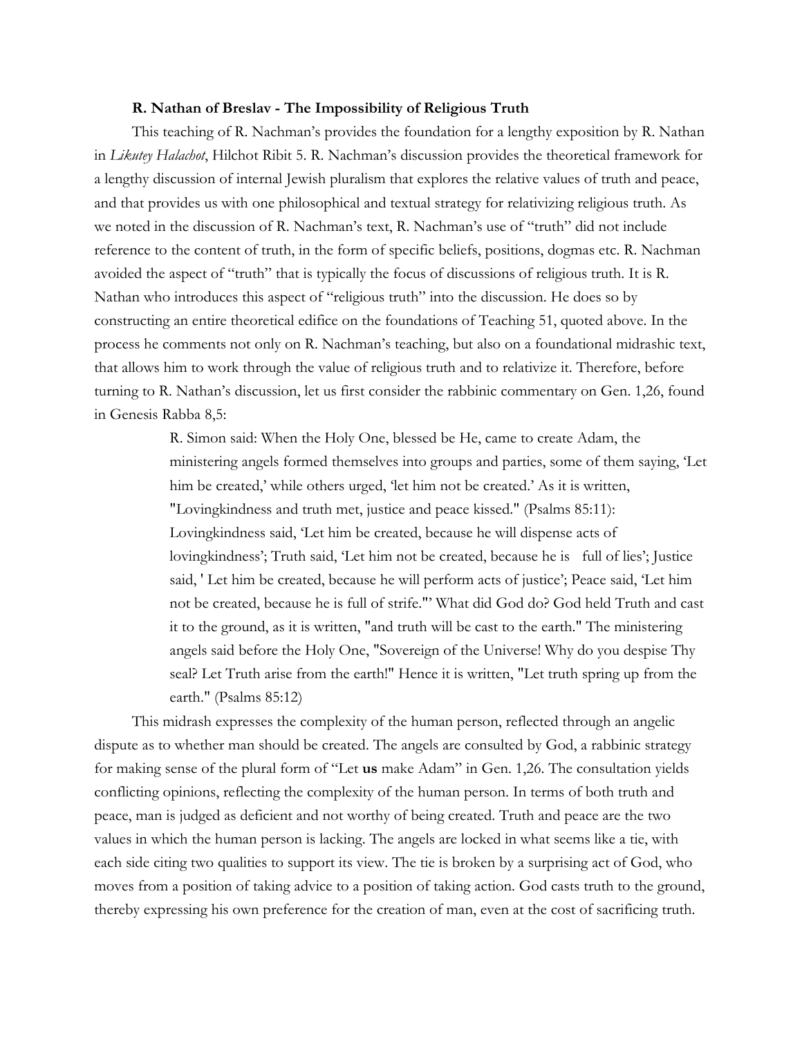**R. Nathan of Breslav - The Impossibility of Religious Truth**

This teaching of R. Nachman's provides the foundation for a lengthy exposition by R. Nathan in *Likutey Halachot*, Hilchot Ribit 5. R. Nachman's discussion provides the theoretical framework for a lengthy discussion of internal Jewish pluralism that explores the relative values of truth and peace, and that provides us with one philosophical and textual strategy for relativizing religious truth. As we noted in the discussion of R. Nachman's text, R. Nachman's use of "truth" did not include reference to the content of truth, in the form of specific beliefs, positions, dogmas etc. R. Nachman avoided the aspect of "truth" that is typically the focus of discussions of religious truth. It is R. Nathan who introduces this aspect of "religious truth" into the discussion. He does so by constructing an entire theoretical edifice on the foundations of Teaching 51, quoted above. In the process he comments not only on R. Nachman's teaching, but also on a foundational midrashic text, that allows him to work through the value of religious truth and to relativize it. Therefore, before turning to R. Nathan's discussion, let us first consider the rabbinic commentary on Gen. 1,26, found in Genesis Rabba 8,5:

> R. Simon said: When the Holy One, blessed be He, came to create Adam, the ministering angels formed themselves into groups and parties, some of them saying, 'Let him be created,' while others urged, 'let him not be created.' As it is written, "Lovingkindness and truth met, justice and peace kissed." (Psalms 85:11): Lovingkindness said, 'Let him be created, because he will dispense acts of lovingkindness'; Truth said, 'Let him not be created, because he is full of lies'; Justice said, ' Let him be created, because he will perform acts of justice'; Peace said, 'Let him not be created, because he is full of strife."' What did God do? God held Truth and cast it to the ground, as it is written, "and truth will be cast to the earth." The ministering angels said before the Holy One, "Sovereign of the Universe! Why do you despise Thy seal? Let Truth arise from the earth!" Hence it is written, "Let truth spring up from the earth." (Psalms 85:12)

This midrash expresses the complexity of the human person, reflected through an angelic dispute as to whether man should be created. The angels are consulted by God, a rabbinic strategy for making sense of the plural form of "Let **us** make Adam" in Gen. 1,26. The consultation yields conflicting opinions, reflecting the complexity of the human person. In terms of both truth and peace, man is judged as deficient and not worthy of being created. Truth and peace are the two values in which the human person is lacking. The angels are locked in what seems like a tie, with each side citing two qualities to support its view. The tie is broken by a surprising act of God, who moves from a position of taking advice to a position of taking action. God casts truth to the ground, thereby expressing his own preference for the creation of man, even at the cost of sacrificing truth.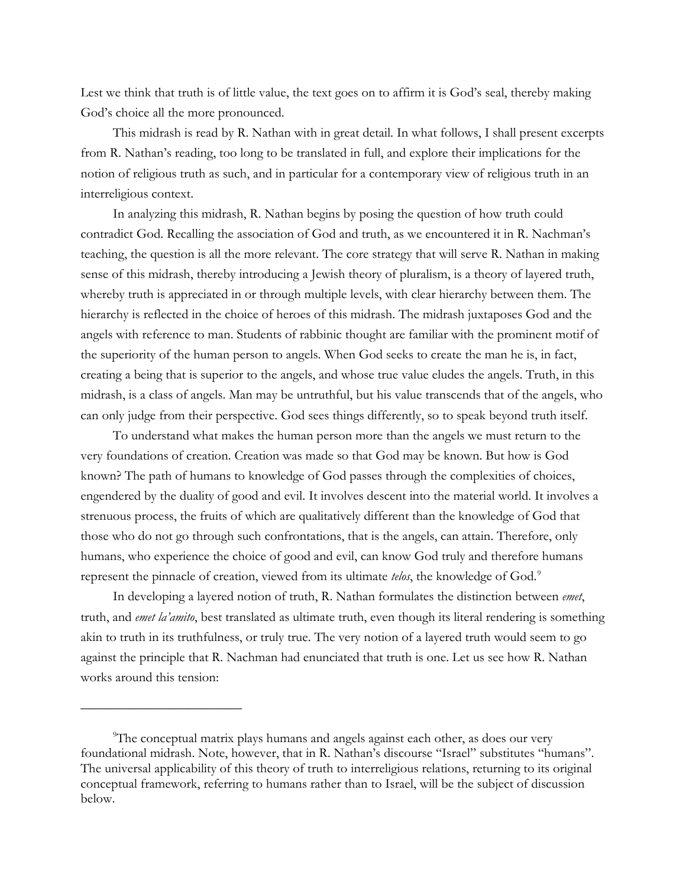Lest we think that truth is of little value, the text goes on to affirm it is God's seal, thereby making God's choice all the more pronounced.

This midrash is read by R. Nathan with in great detail. In what follows, I shall present excerpts from R. Nathan's reading, too long to be translated in full, and explore their implications for the notion of religious truth as such, and in particular for a contemporary view of religious truth in an interreligious context.

In analyzing this midrash, R. Nathan begins by posing the question of how truth could contradict God. Recalling the association of God and truth, as we encountered it in R. Nachman's teaching, the question is all the more relevant. The core strategy that will serve R. Nathan in making sense of this midrash, thereby introducing a Jewish theory of pluralism, is a theory of layered truth, whereby truth is appreciated in or through multiple levels, with clear hierarchy between them. The hierarchy is reflected in the choice of heroes of this midrash. The midrash juxtaposes God and the angels with reference to man. Students of rabbinic thought are familiar with the prominent motif of the superiority of the human person to angels. When God seeks to create the man he is, in fact, creating a being that is superior to the angels, and whose true value eludes the angels. Truth, in this midrash, is a class of angels. Man may be untruthful, but his value transcends that of the angels, who can only judge from their perspective. God sees things differently, so to speak beyond truth itself.

To understand what makes the human person more than the angels we must return to the very foundations of creation. Creation was made so that God may be known. But how is God known? The path of humans to knowledge of God passes through the complexities of choices, engendered by the duality of good and evil. It involves descent into the material world. It involves a strenuous process, the fruits of which are qualitatively different than the knowledge of God that those who do not go through such confrontations, that is the angels, can attain. Therefore, only humans, who experience the choice of good and evil, can know God truly and therefore humans represent the pinnacle of creation, viewed from its ultimate *telos*, the knowledge of God.[9]

In developing a layered notion of truth, R. Nathan formulates the distinction between *emet*, truth, and *emet la'amito*, best translated as ultimate truth, even though its literal rendering is something akin to truth in its truthfulness, or truly true. The very notion of a layered truth would seem to go against the principle that R. Nachman had enunciated that truth is one. Let us see how R. Nathan works around this tension:

---

[9]The conceptual matrix plays humans and angels against each other, as does our very foundational midrash. Note, however, that in R. Nathan's discourse "Israel" substitutes "humans". The universal applicability of this theory of truth to interreligious relations, returning to its original conceptual framework, referring to humans rather than to Israel, will be the subject of discussion below.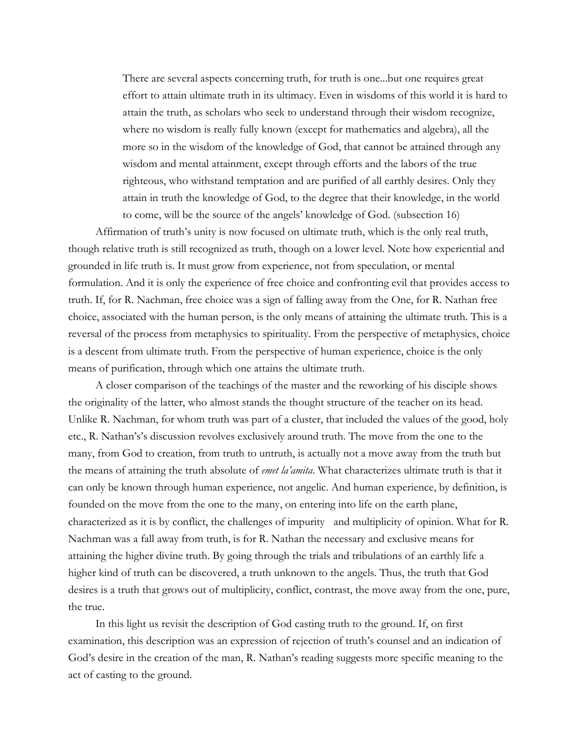> There are several aspects concerning truth, for truth is one...but one requires great effort to attain ultimate truth in its ultimacy. Even in wisdoms of this world it is hard to attain the truth, as scholars who seek to understand through their wisdom recognize, where no wisdom is really fully known (except for mathematics and algebra), all the more so in the wisdom of the knowledge of God, that cannot be attained through any wisdom and mental attainment, except through efforts and the labors of the true righteous, who withstand temptation and are purified of all earthly desires. Only they attain in truth the knowledge of God, to the degree that their knowledge, in the world to come, will be the source of the angels' knowledge of God. (subsection 16)

Affirmation of truth's unity is now focused on ultimate truth, which is the only real truth, though relative truth is still recognized as truth, though on a lower level. Note how experiential and grounded in life truth is. It must grow from experience, not from speculation, or mental formulation. And it is only the experience of free choice and confronting evil that provides access to truth. If, for R. Nachman, free choice was a sign of falling away from the One, for R. Nathan free choice, associated with the human person, is the only means of attaining the ultimate truth. This is a reversal of the process from metaphysics to spirituality. From the perspective of metaphysics, choice is a descent from ultimate truth. From the perspective of human experience, choice is the only means of purification, through which one attains the ultimate truth.

A closer comparison of the teachings of the master and the reworking of his disciple shows the originality of the latter, who almost stands the thought structure of the teacher on its head. Unlike R. Nachman, for whom truth was part of a cluster, that included the values of the good, holy etc., R. Nathan's's discussion revolves exclusively around truth. The move from the one to the many, from God to creation, from truth to untruth, is actually not a move away from the truth but the means of attaining the truth absolute of *emet la'amita*. What characterizes ultimate truth is that it can only be known through human experience, not angelic. And human experience, by definition, is founded on the move from the one to the many, on entering into life on the earth plane, characterized as it is by conflict, the challenges of impurity and multiplicity of opinion. What for R. Nachman was a fall away from truth, is for R. Nathan the necessary and exclusive means for attaining the higher divine truth. By going through the trials and tribulations of an earthly life a higher kind of truth can be discovered, a truth unknown to the angels. Thus, the truth that God desires is a truth that grows out of multiplicity, conflict, contrast, the move away from the one, pure, the true.

In this light us revisit the description of God casting truth to the ground. If, on first examination, this description was an expression of rejection of truth's counsel and an indication of God's desire in the creation of the man, R. Nathan's reading suggests more specific meaning to the act of casting to the ground.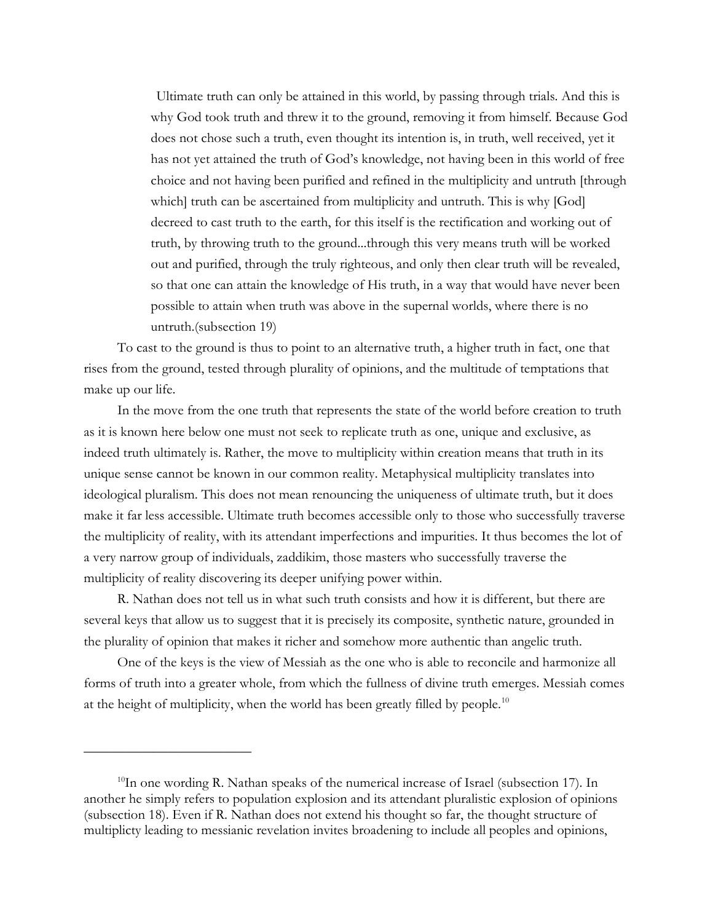> Ultimate truth can only be attained in this world, by passing through trials. And this is why God took truth and threw it to the ground, removing it from himself. Because God does not chose such a truth, even thought its intention is, in truth, well received, yet it has not yet attained the truth of God's knowledge, not having been in this world of free choice and not having been purified and refined in the multiplicity and untruth [through which] truth can be ascertained from multiplicity and untruth. This is why [God] decreed to cast truth to the earth, for this itself is the rectification and working out of truth, by throwing truth to the ground...through this very means truth will be worked out and purified, through the truly righteous, and only then clear truth will be revealed, so that one can attain the knowledge of His truth, in a way that would have never been possible to attain when truth was above in the supernal worlds, where there is no untruth.(subsection 19)

To cast to the ground is thus to point to an alternative truth, a higher truth in fact, one that rises from the ground, tested through plurality of opinions, and the multitude of temptations that make up our life.

In the move from the one truth that represents the state of the world before creation to truth as it is known here below one must not seek to replicate truth as one, unique and exclusive, as indeed truth ultimately is. Rather, the move to multiplicity within creation means that truth in its unique sense cannot be known in our common reality. Metaphysical multiplicity translates into ideological pluralism. This does not mean renouncing the uniqueness of ultimate truth, but it does make it far less accessible. Ultimate truth becomes accessible only to those who successfully traverse the multiplicity of reality, with its attendant imperfections and impurities. It thus becomes the lot of a very narrow group of individuals, zaddikim, those masters who successfully traverse the multiplicity of reality discovering its deeper unifying power within.

R. Nathan does not tell us in what such truth consists and how it is different, but there are several keys that allow us to suggest that it is precisely its composite, synthetic nature, grounded in the plurality of opinion that makes it richer and somehow more authentic than angelic truth.

One of the keys is the view of Messiah as the one who is able to reconcile and harmonize all forms of truth into a greater whole, from which the fullness of divine truth emerges. Messiah comes at the height of multiplicity, when the world has been greatly filled by people.[10]

---

[10] In one wording R. Nathan speaks of the numerical increase of Israel (subsection 17). In another he simply refers to population explosion and its attendant pluralistic explosion of opinions (subsection 18). Even if R. Nathan does not extend his thought so far, the thought structure of multiplicty leading to messianic revelation invites broadening to include all peoples and opinions,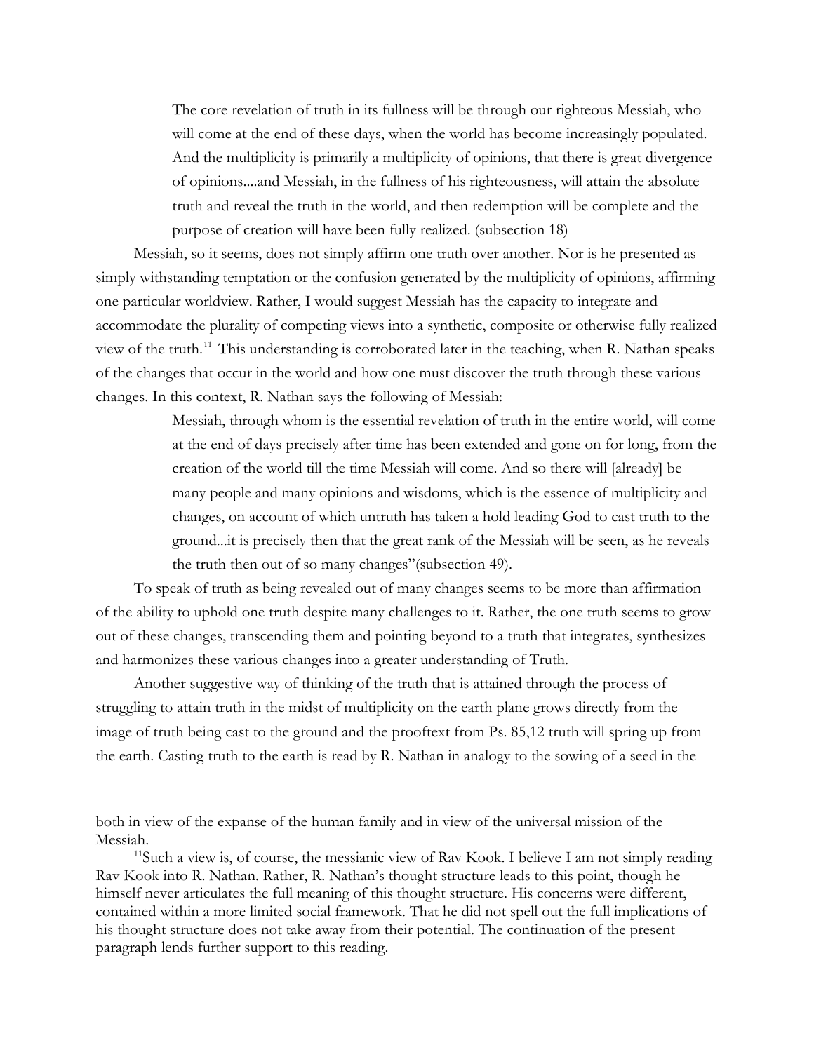> The core revelation of truth in its fullness will be through our righteous Messiah, who will come at the end of these days, when the world has become increasingly populated. And the multiplicity is primarily a multiplicity of opinions, that there is great divergence of opinions....and Messiah, in the fullness of his righteousness, will attain the absolute truth and reveal the truth in the world, and then redemption will be complete and the purpose of creation will have been fully realized. (subsection 18)

Messiah, so it seems, does not simply affirm one truth over another. Nor is he presented as simply withstanding temptation or the confusion generated by the multiplicity of opinions, affirming one particular worldview. Rather, I would suggest Messiah has the capacity to integrate and accommodate the plurality of competing views into a synthetic, composite or otherwise fully realized view of the truth.[11] This understanding is corroborated later in the teaching, when R. Nathan speaks of the changes that occur in the world and how one must discover the truth through these various changes. In this context, R. Nathan says the following of Messiah:

> Messiah, through whom is the essential revelation of truth in the entire world, will come at the end of days precisely after time has been extended and gone on for long, from the creation of the world till the time Messiah will come. And so there will [already] be many people and many opinions and wisdoms, which is the essence of multiplicity and changes, on account of which untruth has taken a hold leading God to cast truth to the ground...it is precisely then that the great rank of the Messiah will be seen, as he reveals the truth then out of so many changes"(subsection 49).

To speak of truth as being revealed out of many changes seems to be more than affirmation of the ability to uphold one truth despite many challenges to it. Rather, the one truth seems to grow out of these changes, transcending them and pointing beyond to a truth that integrates, synthesizes and harmonizes these various changes into a greater understanding of Truth.

Another suggestive way of thinking of the truth that is attained through the process of struggling to attain truth in the midst of multiplicity on the earth plane grows directly from the image of truth being cast to the ground and the prooftext from Ps. 85,12 truth will spring up from the earth. Casting truth to the earth is read by R. Nathan in analogy to the sowing of a seed in the

---

both in view of the expanse of the human family and in view of the universal mission of the Messiah.

[11] Such a view is, of course, the messianic view of Rav Kook. I believe I am not simply reading Rav Kook into R. Nathan. Rather, R. Nathan's thought structure leads to this point, though he himself never articulates the full meaning of this thought structure. His concerns were different, contained within a more limited social framework. That he did not spell out the full implications of his thought structure does not take away from their potential. The continuation of the present paragraph lends further support to this reading.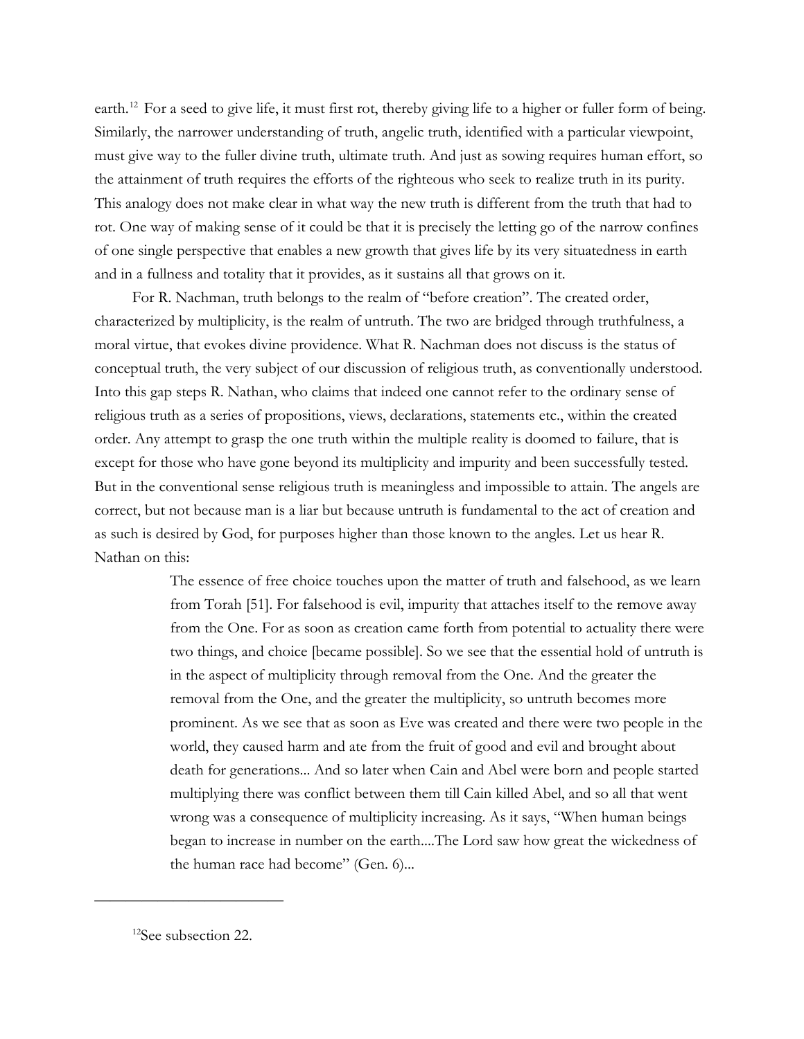earth.[12] For a seed to give life, it must first rot, thereby giving life to a higher or fuller form of being. Similarly, the narrower understanding of truth, angelic truth, identified with a particular viewpoint, must give way to the fuller divine truth, ultimate truth. And just as sowing requires human effort, so the attainment of truth requires the efforts of the righteous who seek to realize truth in its purity. This analogy does not make clear in what way the new truth is different from the truth that had to rot. One way of making sense of it could be that it is precisely the letting go of the narrow confines of one single perspective that enables a new growth that gives life by its very situatedness in earth and in a fullness and totality that it provides, as it sustains all that grows on it.

For R. Nachman, truth belongs to the realm of "before creation". The created order, characterized by multiplicity, is the realm of untruth. The two are bridged through truthfulness, a moral virtue, that evokes divine providence. What R. Nachman does not discuss is the status of conceptual truth, the very subject of our discussion of religious truth, as conventionally understood. Into this gap steps R. Nathan, who claims that indeed one cannot refer to the ordinary sense of religious truth as a series of propositions, views, declarations, statements etc., within the created order. Any attempt to grasp the one truth within the multiple reality is doomed to failure, that is except for those who have gone beyond its multiplicity and impurity and been successfully tested. But in the conventional sense religious truth is meaningless and impossible to attain. The angels are correct, but not because man is a liar but because untruth is fundamental to the act of creation and as such is desired by God, for purposes higher than those known to the angles. Let us hear R. Nathan on this:

> The essence of free choice touches upon the matter of truth and falsehood, as we learn from Torah [51]. For falsehood is evil, impurity that attaches itself to the remove away from the One. For as soon as creation came forth from potential to actuality there were two things, and choice [became possible]. So we see that the essential hold of untruth is in the aspect of multiplicity through removal from the One. And the greater the removal from the One, and the greater the multiplicity, so untruth becomes more prominent. As we see that as soon as Eve was created and there were two people in the world, they caused harm and ate from the fruit of good and evil and brought about death for generations... And so later when Cain and Abel were born and people started multiplying there was conflict between them till Cain killed Abel, and so all that went wrong was a consequence of multiplicity increasing. As it says, "When human beings began to increase in number on the earth....The Lord saw how great the wickedness of the human race had become" (Gen. 6)...

---

[12] See subsection 22.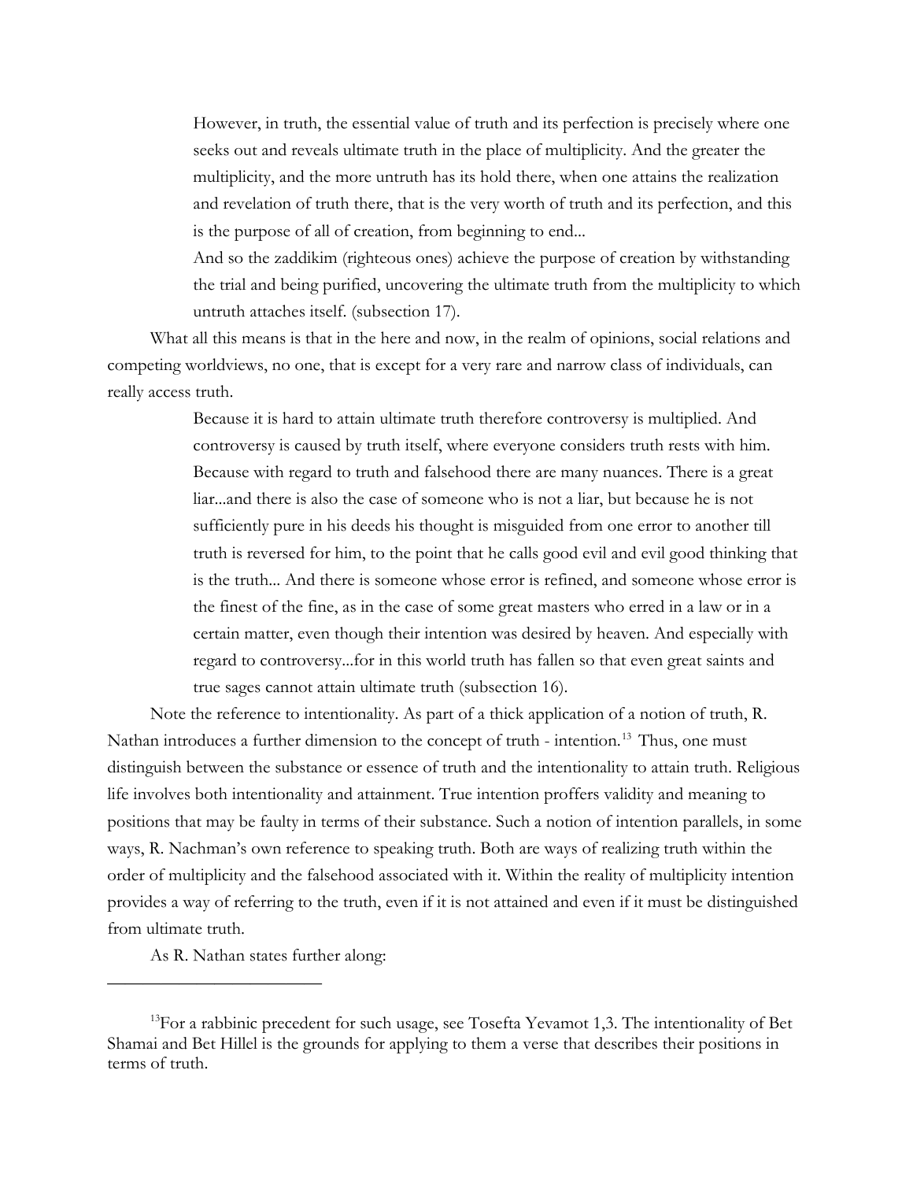> However, in truth, the essential value of truth and its perfection is precisely where one seeks out and reveals ultimate truth in the place of multiplicity. And the greater the multiplicity, and the more untruth has its hold there, when one attains the realization and revelation of truth there, that is the very worth of truth and its perfection, and this is the purpose of all of creation, from beginning to end...
>
> And so the zaddikim (righteous ones) achieve the purpose of creation by withstanding the trial and being purified, uncovering the ultimate truth from the multiplicity to which untruth attaches itself. (subsection 17).

What all this means is that in the here and now, in the realm of opinions, social relations and competing worldviews, no one, that is except for a very rare and narrow class of individuals, can really access truth.

> Because it is hard to attain ultimate truth therefore controversy is multiplied. And controversy is caused by truth itself, where everyone considers truth rests with him. Because with regard to truth and falsehood there are many nuances. There is a great liar...and there is also the case of someone who is not a liar, but because he is not sufficiently pure in his deeds his thought is misguided from one error to another till truth is reversed for him, to the point that he calls good evil and evil good thinking that is the truth... And there is someone whose error is refined, and someone whose error is the finest of the fine, as in the case of some great masters who erred in a law or in a certain matter, even though their intention was desired by heaven. And especially with regard to controversy...for in this world truth has fallen so that even great saints and true sages cannot attain ultimate truth (subsection 16).

Note the reference to intentionality. As part of a thick application of a notion of truth, R. Nathan introduces a further dimension to the concept of truth - intention.[13] Thus, one must distinguish between the substance or essence of truth and the intentionality to attain truth. Religious life involves both intentionality and attainment. True intention proffers validity and meaning to positions that may be faulty in terms of their substance. Such a notion of intention parallels, in some ways, R. Nachman's own reference to speaking truth. Both are ways of realizing truth within the order of multiplicity and the falsehood associated with it. Within the reality of multiplicity intention provides a way of referring to the truth, even if it is not attained and even if it must be distinguished from ultimate truth.

As R. Nathan states further along:

---

[13] For a rabbinic precedent for such usage, see Tosefta Yevamot 1,3. The intentionality of Bet Shamai and Bet Hillel is the grounds for applying to them a verse that describes their positions in terms of truth.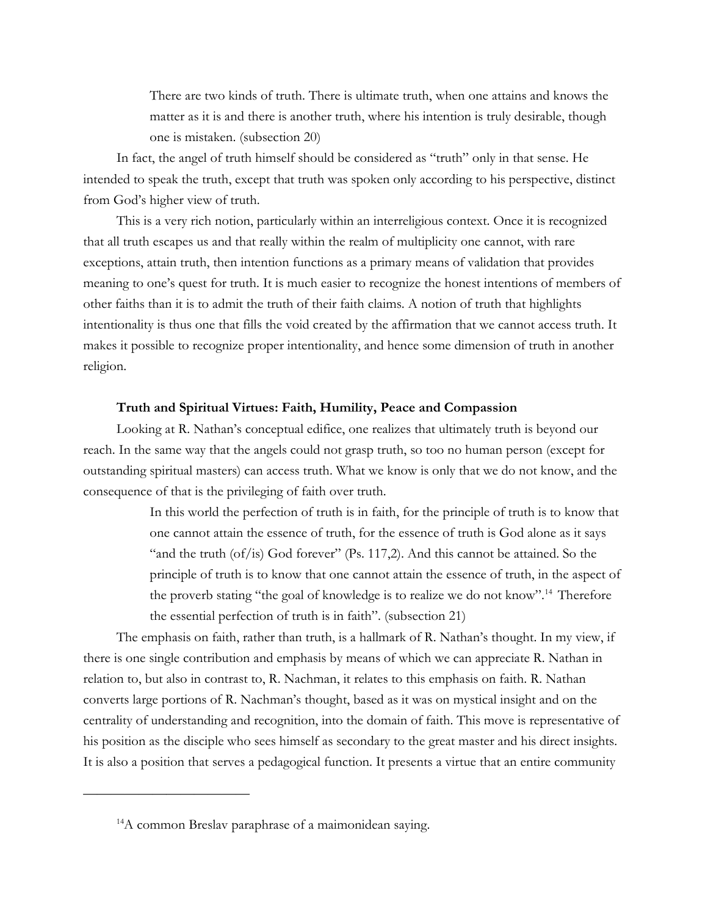> There are two kinds of truth. There is ultimate truth, when one attains and knows the matter as it is and there is another truth, where his intention is truly desirable, though one is mistaken. (subsection 20)

In fact, the angel of truth himself should be considered as "truth" only in that sense. He intended to speak the truth, except that truth was spoken only according to his perspective, distinct from God's higher view of truth.

This is a very rich notion, particularly within an interreligious context. Once it is recognized that all truth escapes us and that really within the realm of multiplicity one cannot, with rare exceptions, attain truth, then intention functions as a primary means of validation that provides meaning to one's quest for truth. It is much easier to recognize the honest intentions of members of other faiths than it is to admit the truth of their faith claims. A notion of truth that highlights intentionality is thus one that fills the void created by the affirmation that we cannot access truth. It makes it possible to recognize proper intentionality, and hence some dimension of truth in another religion.

### Truth and Spiritual Virtues: Faith, Humility, Peace and Compassion

Looking at R. Nathan's conceptual edifice, one realizes that ultimately truth is beyond our reach. In the same way that the angels could not grasp truth, so too no human person (except for outstanding spiritual masters) can access truth. What we know is only that we do not know, and the consequence of that is the privileging of faith over truth.

> In this world the perfection of truth is in faith, for the principle of truth is to know that one cannot attain the essence of truth, for the essence of truth is God alone as it says "and the truth (of/is) God forever" (Ps. 117,2). And this cannot be attained. So the principle of truth is to know that one cannot attain the essence of truth, in the aspect of the proverb stating "the goal of knowledge is to realize we do not know".[14] Therefore the essential perfection of truth is in faith". (subsection 21)

The emphasis on faith, rather than truth, is a hallmark of R. Nathan's thought. In my view, if there is one single contribution and emphasis by means of which we can appreciate R. Nathan in relation to, but also in contrast to, R. Nachman, it relates to this emphasis on faith. R. Nathan converts large portions of R. Nachman's thought, based as it was on mystical insight and on the centrality of understanding and recognition, into the domain of faith. This move is representative of his position as the disciple who sees himself as secondary to the great master and his direct insights. It is also a position that serves a pedagogical function. It presents a virtue that an entire community

---

[14] A common Breslav paraphrase of a maimonidean saying.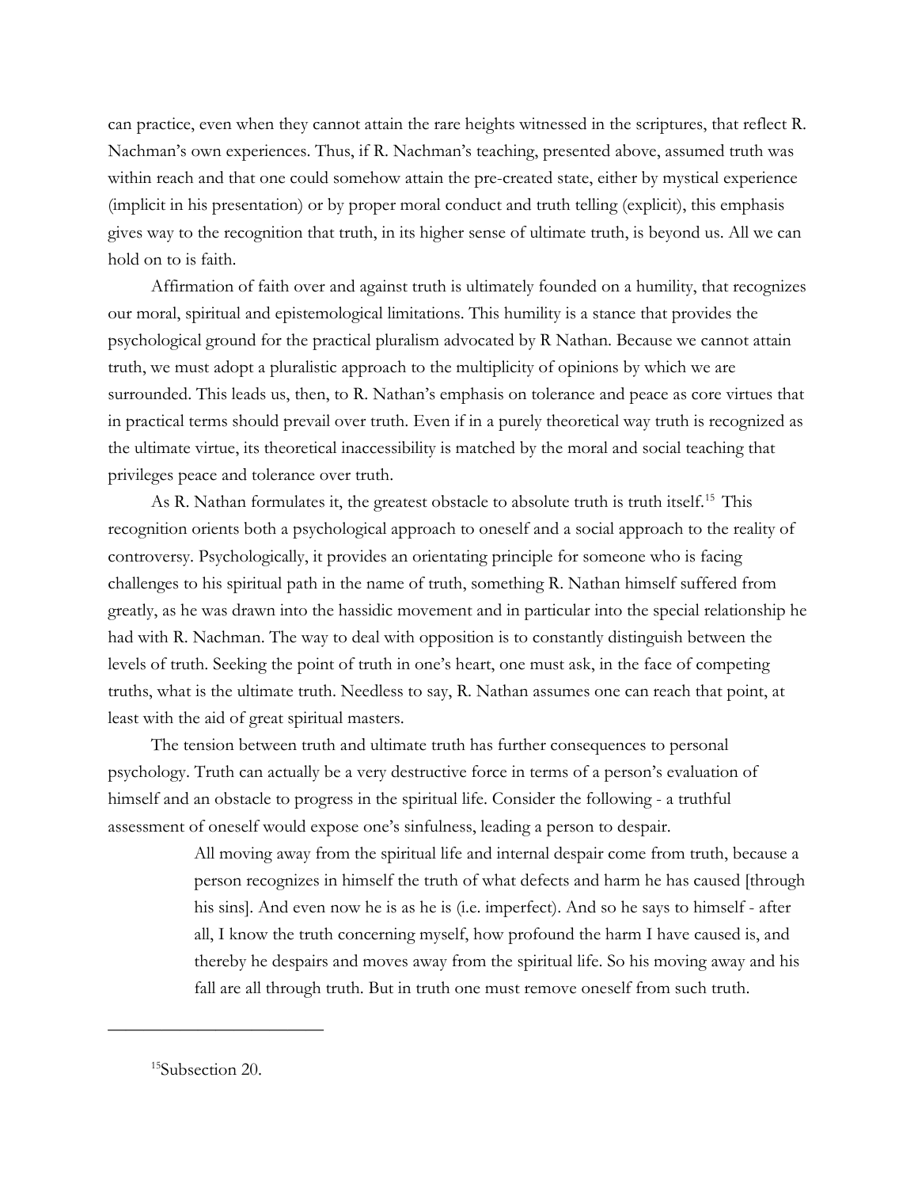can practice, even when they cannot attain the rare heights witnessed in the scriptures, that reflect R. Nachman's own experiences. Thus, if R. Nachman's teaching, presented above, assumed truth was within reach and that one could somehow attain the pre-created state, either by mystical experience (implicit in his presentation) or by proper moral conduct and truth telling (explicit), this emphasis gives way to the recognition that truth, in its higher sense of ultimate truth, is beyond us. All we can hold on to is faith.

Affirmation of faith over and against truth is ultimately founded on a humility, that recognizes our moral, spiritual and epistemological limitations. This humility is a stance that provides the psychological ground for the practical pluralism advocated by R Nathan. Because we cannot attain truth, we must adopt a pluralistic approach to the multiplicity of opinions by which we are surrounded. This leads us, then, to R. Nathan's emphasis on tolerance and peace as core virtues that in practical terms should prevail over truth. Even if in a purely theoretical way truth is recognized as the ultimate virtue, its theoretical inaccessibility is matched by the moral and social teaching that privileges peace and tolerance over truth.

As R. Nathan formulates it, the greatest obstacle to absolute truth is truth itself.[15] This recognition orients both a psychological approach to oneself and a social approach to the reality of controversy. Psychologically, it provides an orientating principle for someone who is facing challenges to his spiritual path in the name of truth, something R. Nathan himself suffered from greatly, as he was drawn into the hassidic movement and in particular into the special relationship he had with R. Nachman. The way to deal with opposition is to constantly distinguish between the levels of truth. Seeking the point of truth in one's heart, one must ask, in the face of competing truths, what is the ultimate truth. Needless to say, R. Nathan assumes one can reach that point, at least with the aid of great spiritual masters.

The tension between truth and ultimate truth has further consequences to personal psychology. Truth can actually be a very destructive force in terms of a person's evaluation of himself and an obstacle to progress in the spiritual life. Consider the following - a truthful assessment of oneself would expose one's sinfulness, leading a person to despair.

> All moving away from the spiritual life and internal despair come from truth, because a person recognizes in himself the truth of what defects and harm he has caused [through his sins]. And even now he is as he is (i.e. imperfect). And so he says to himself - after all, I know the truth concerning myself, how profound the harm I have caused is, and thereby he despairs and moves away from the spiritual life. So his moving away and his fall are all through truth. But in truth one must remove oneself from such truth.

---

[15] Subsection 20.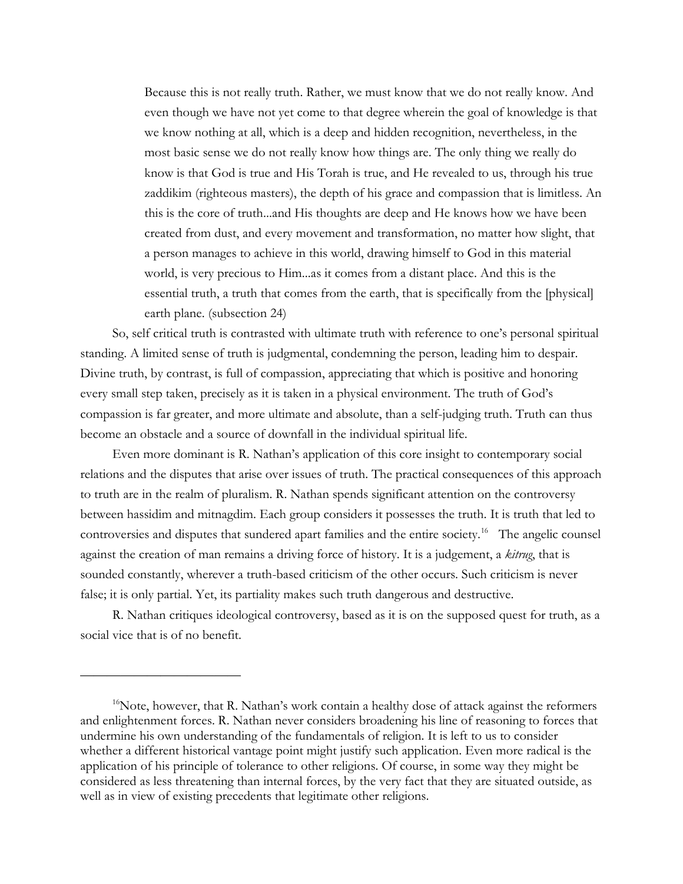> Because this is not really truth. Rather, we must know that we do not really know. And even though we have not yet come to that degree wherein the goal of knowledge is that we know nothing at all, which is a deep and hidden recognition, nevertheless, in the most basic sense we do not really know how things are. The only thing we really do know is that God is true and His Torah is true, and He revealed to us, through his true zaddikim (righteous masters), the depth of his grace and compassion that is limitless. An this is the core of truth...and His thoughts are deep and He knows how we have been created from dust, and every movement and transformation, no matter how slight, that a person manages to achieve in this world, drawing himself to God in this material world, is very precious to Him...as it comes from a distant place. And this is the essential truth, a truth that comes from the earth, that is specifically from the [physical] earth plane. (subsection 24)

So, self critical truth is contrasted with ultimate truth with reference to one's personal spiritual standing. A limited sense of truth is judgmental, condemning the person, leading him to despair. Divine truth, by contrast, is full of compassion, appreciating that which is positive and honoring every small step taken, precisely as it is taken in a physical environment. The truth of God's compassion is far greater, and more ultimate and absolute, than a self-judging truth. Truth can thus become an obstacle and a source of downfall in the individual spiritual life.

Even more dominant is R. Nathan's application of this core insight to contemporary social relations and the disputes that arise over issues of truth. The practical consequences of this approach to truth are in the realm of pluralism. R. Nathan spends significant attention on the controversy between hassidim and mitnagdim. Each group considers it possesses the truth. It is truth that led to controversies and disputes that sundered apart families and the entire society.[16] The angelic counsel against the creation of man remains a driving force of history. It is a judgement, a *kitrug*, that is sounded constantly, wherever a truth-based criticism of the other occurs. Such criticism is never false; it is only partial. Yet, its partiality makes such truth dangerous and destructive.

R. Nathan critiques ideological controversy, based as it is on the supposed quest for truth, as a social vice that is of no benefit.

---

[16]Note, however, that R. Nathan's work contain a healthy dose of attack against the reformers and enlightenment forces. R. Nathan never considers broadening his line of reasoning to forces that undermine his own understanding of the fundamentals of religion. It is left to us to consider whether a different historical vantage point might justify such application. Even more radical is the application of his principle of tolerance to other religions. Of course, in some way they might be considered as less threatening than internal forces, by the very fact that they are situated outside, as well as in view of existing precedents that legitimate other religions.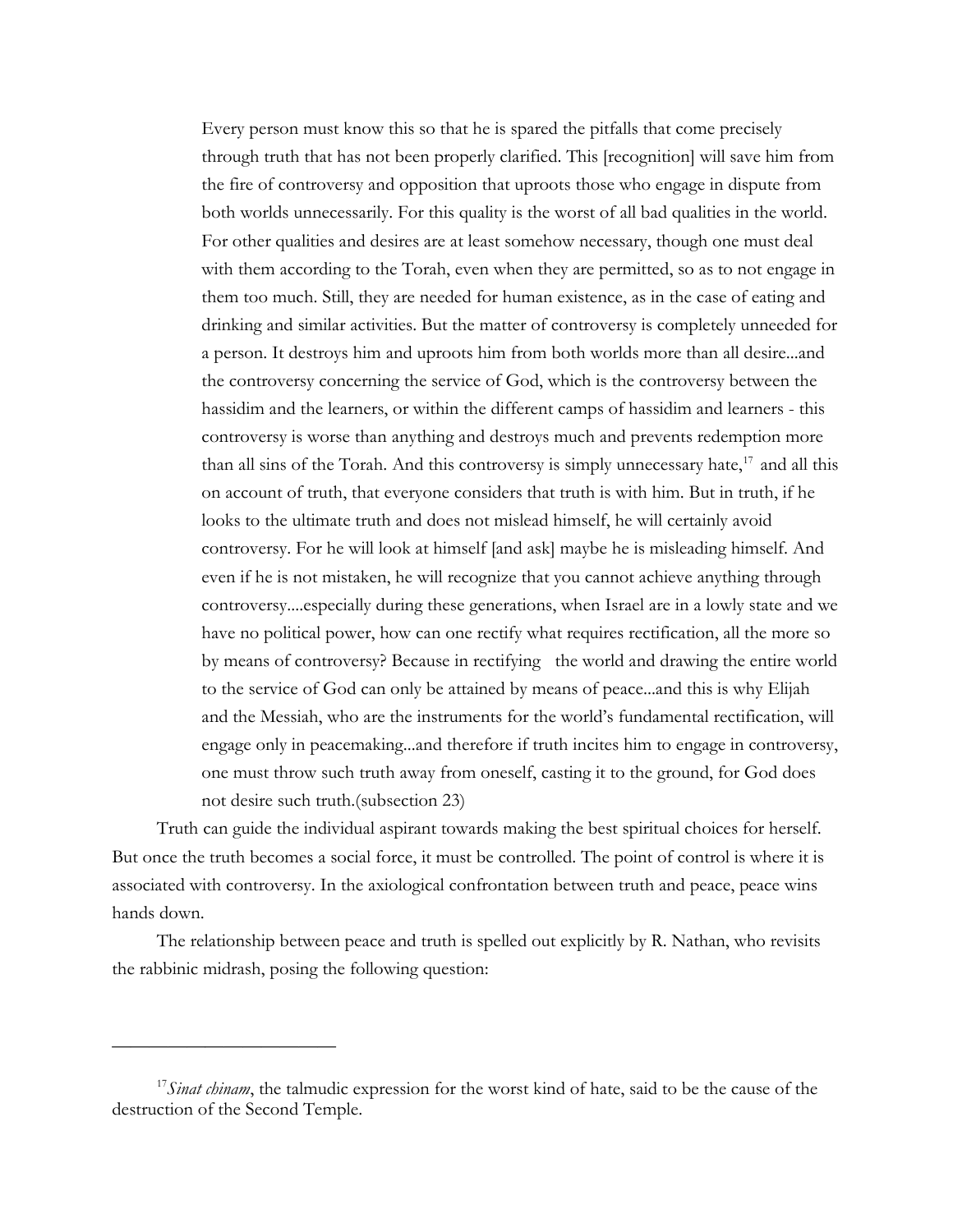> Every person must know this so that he is spared the pitfalls that come precisely through truth that has not been properly clarified. This [recognition] will save him from the fire of controversy and opposition that uproots those who engage in dispute from both worlds unnecessarily. For this quality is the worst of all bad qualities in the world. For other qualities and desires are at least somehow necessary, though one must deal with them according to the Torah, even when they are permitted, so as to not engage in them too much. Still, they are needed for human existence, as in the case of eating and drinking and similar activities. But the matter of controversy is completely unneeded for a person. It destroys him and uproots him from both worlds more than all desire...and the controversy concerning the service of God, which is the controversy between the hassidim and the learners, or within the different camps of hassidim and learners - this controversy is worse than anything and destroys much and prevents redemption more than all sins of the Torah. And this controversy is simply unnecessary hate,[17] and all this on account of truth, that everyone considers that truth is with him. But in truth, if he looks to the ultimate truth and does not mislead himself, he will certainly avoid controversy. For he will look at himself [and ask] maybe he is misleading himself. And even if he is not mistaken, he will recognize that you cannot achieve anything through controversy....especially during these generations, when Israel are in a lowly state and we have no political power, how can one rectify what requires rectification, all the more so by means of controversy? Because in rectifying the world and drawing the entire world to the service of God can only be attained by means of peace...and this is why Elijah and the Messiah, who are the instruments for the world's fundamental rectification, will engage only in peacemaking...and therefore if truth incites him to engage in controversy, one must throw such truth away from oneself, casting it to the ground, for God does not desire such truth.(subsection 23)

Truth can guide the individual aspirant towards making the best spiritual choices for herself. But once the truth becomes a social force, it must be controlled. The point of control is where it is associated with controversy. In the axiological confrontation between truth and peace, peace wins hands down.

The relationship between peace and truth is spelled out explicitly by R. Nathan, who revisits the rabbinic midrash, posing the following question:

---

[17] *Sinat chinam*, the talmudic expression for the worst kind of hate, said to be the cause of the destruction of the Second Temple.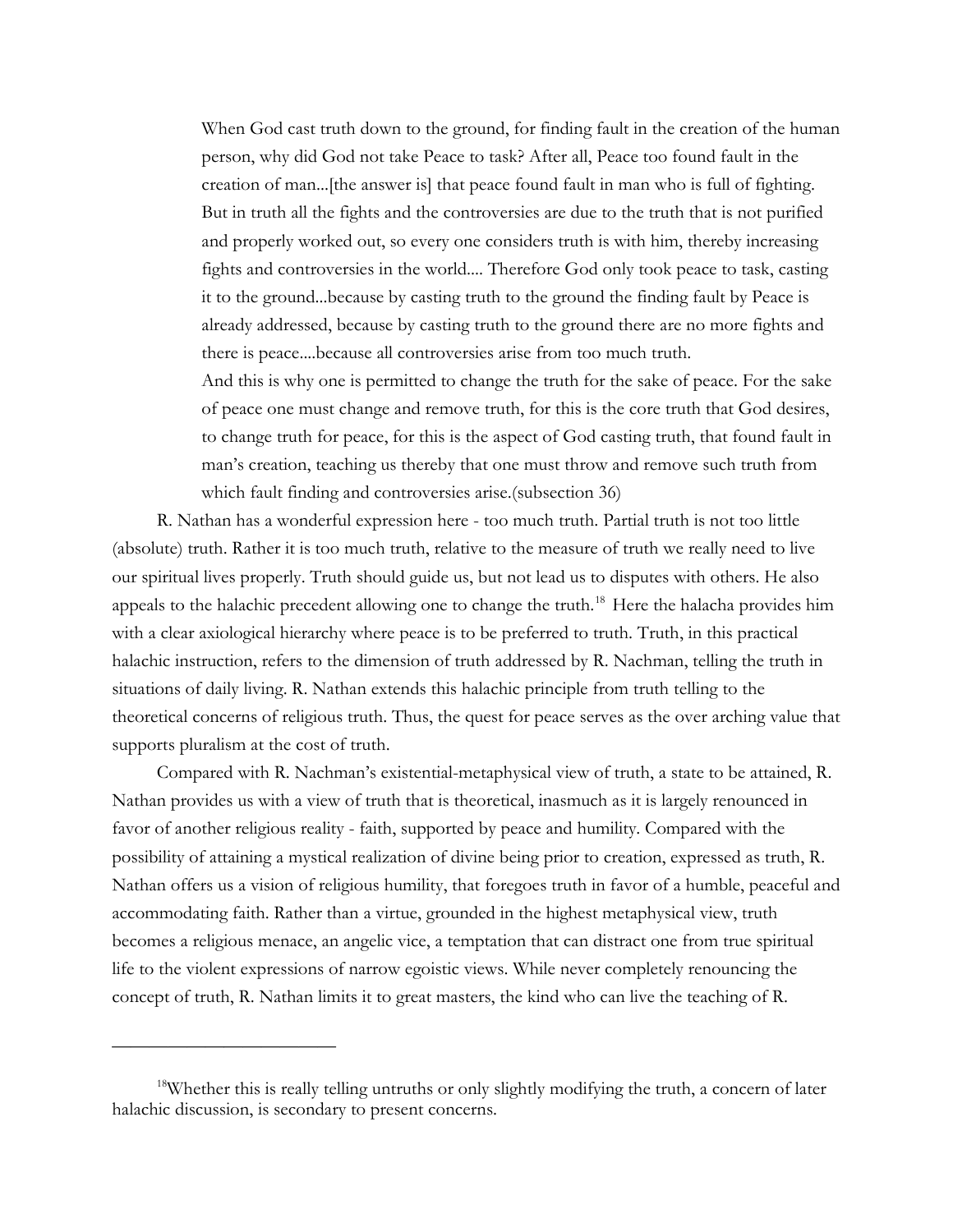> When God cast truth down to the ground, for finding fault in the creation of the human person, why did God not take Peace to task? After all, Peace too found fault in the creation of man...[the answer is] that peace found fault in man who is full of fighting. But in truth all the fights and the controversies are due to the truth that is not purified and properly worked out, so every one considers truth is with him, thereby increasing fights and controversies in the world.... Therefore God only took peace to task, casting it to the ground...because by casting truth to the ground the finding fault by Peace is already addressed, because by casting truth to the ground there are no more fights and there is peace....because all controversies arise from too much truth.
>
> And this is why one is permitted to change the truth for the sake of peace. For the sake of peace one must change and remove truth, for this is the core truth that God desires, to change truth for peace, for this is the aspect of God casting truth, that found fault in man's creation, teaching us thereby that one must throw and remove such truth from which fault finding and controversies arise.(subsection 36)

R. Nathan has a wonderful expression here - too much truth. Partial truth is not too little (absolute) truth. Rather it is too much truth, relative to the measure of truth we really need to live our spiritual lives properly. Truth should guide us, but not lead us to disputes with others. He also appeals to the halachic precedent allowing one to change the truth.[18] Here the halacha provides him with a clear axiological hierarchy where peace is to be preferred to truth. Truth, in this practical halachic instruction, refers to the dimension of truth addressed by R. Nachman, telling the truth in situations of daily living. R. Nathan extends this halachic principle from truth telling to the theoretical concerns of religious truth. Thus, the quest for peace serves as the over arching value that supports pluralism at the cost of truth.

Compared with R. Nachman's existential-metaphysical view of truth, a state to be attained, R. Nathan provides us with a view of truth that is theoretical, inasmuch as it is largely renounced in favor of another religious reality - faith, supported by peace and humility. Compared with the possibility of attaining a mystical realization of divine being prior to creation, expressed as truth, R. Nathan offers us a vision of religious humility, that foregoes truth in favor of a humble, peaceful and accommodating faith. Rather than a virtue, grounded in the highest metaphysical view, truth becomes a religious menace, an angelic vice, a temptation that can distract one from true spiritual life to the violent expressions of narrow egoistic views. While never completely renouncing the concept of truth, R. Nathan limits it to great masters, the kind who can live the teaching of R.

---

[18] Whether this is really telling untruths or only slightly modifying the truth, a concern of later halachic discussion, is secondary to present concerns.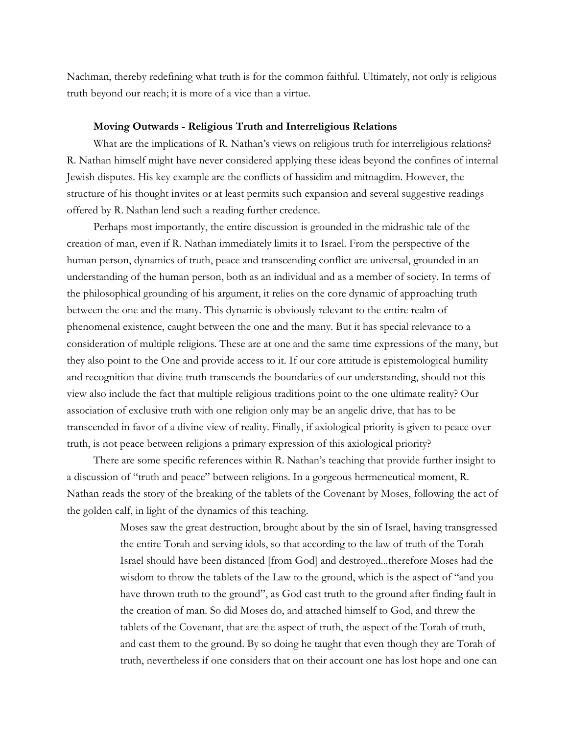Nachman, thereby redefining what truth is for the common faithful. Ultimately, not only is religious truth beyond our reach; it is more of a vice than a virtue.

### Moving Outwards - Religious Truth and Interreligious Relations

What are the implications of R. Nathan's views on religious truth for interreligious relations? R. Nathan himself might have never considered applying these ideas beyond the confines of internal Jewish disputes. His key example are the conflicts of hassidim and mitnagdim. However, the structure of his thought invites or at least permits such expansion and several suggestive readings offered by R. Nathan lend such a reading further credence.

Perhaps most importantly, the entire discussion is grounded in the midrashic tale of the creation of man, even if R. Nathan immediately limits it to Israel. From the perspective of the human person, dynamics of truth, peace and transcending conflict are universal, grounded in an understanding of the human person, both as an individual and as a member of society. In terms of the philosophical grounding of his argument, it relies on the core dynamic of approaching truth between the one and the many. This dynamic is obviously relevant to the entire realm of phenomenal existence, caught between the one and the many. But it has special relevance to a consideration of multiple religions. These are at one and the same time expressions of the many, but they also point to the One and provide access to it. If our core attitude is epistemological humility and recognition that divine truth transcends the boundaries of our understanding, should not this view also include the fact that multiple religious traditions point to the one ultimate reality? Our association of exclusive truth with one religion only may be an angelic drive, that has to be transcended in favor of a divine view of reality. Finally, if axiological priority is given to peace over truth, is not peace between religions a primary expression of this axiological priority?

There are some specific references within R. Nathan's teaching that provide further insight to a discussion of "truth and peace" between religions. In a gorgeous hermeneutical moment, R. Nathan reads the story of the breaking of the tablets of the Covenant by Moses, following the act of the golden calf, in light of the dynamics of this teaching.

> Moses saw the great destruction, brought about by the sin of Israel, having transgressed the entire Torah and serving idols, so that according to the law of truth of the Torah Israel should have been distanced [from God] and destroyed...therefore Moses had the wisdom to throw the tablets of the Law to the ground, which is the aspect of "and you have thrown truth to the ground", as God cast truth to the ground after finding fault in the creation of man. So did Moses do, and attached himself to God, and threw the tablets of the Covenant, that are the aspect of truth, the aspect of the Torah of truth, and cast them to the ground. By so doing he taught that even though they are Torah of truth, nevertheless if one considers that on their account one has lost hope and one can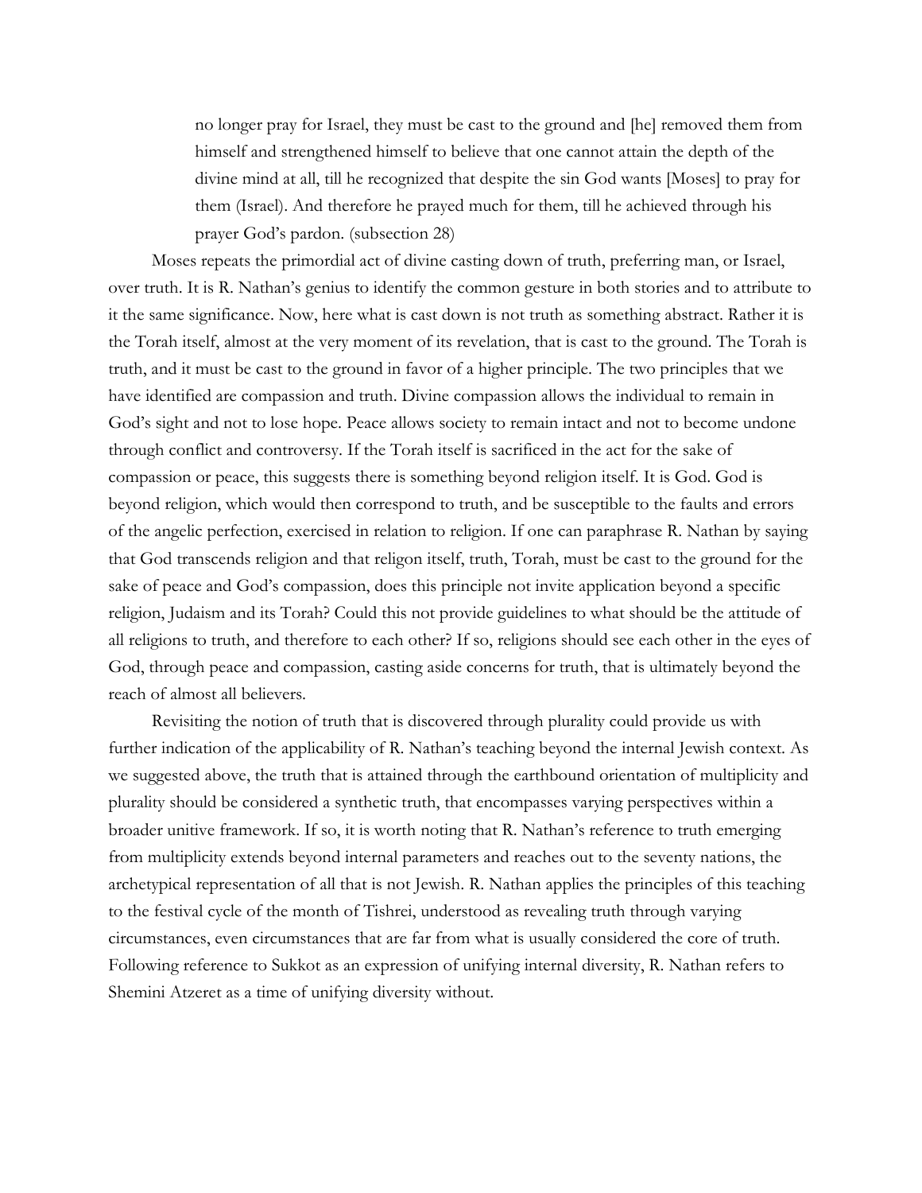> no longer pray for Israel, they must be cast to the ground and [he] removed them from himself and strengthened himself to believe that one cannot attain the depth of the divine mind at all, till he recognized that despite the sin God wants [Moses] to pray for them (Israel). And therefore he prayed much for them, till he achieved through his prayer God's pardon. (subsection 28)

Moses repeats the primordial act of divine casting down of truth, preferring man, or Israel, over truth. It is R. Nathan's genius to identify the common gesture in both stories and to attribute to it the same significance. Now, here what is cast down is not truth as something abstract. Rather it is the Torah itself, almost at the very moment of its revelation, that is cast to the ground. The Torah is truth, and it must be cast to the ground in favor of a higher principle. The two principles that we have identified are compassion and truth. Divine compassion allows the individual to remain in God's sight and not to lose hope. Peace allows society to remain intact and not to become undone through conflict and controversy. If the Torah itself is sacrificed in the act for the sake of compassion or peace, this suggests there is something beyond religion itself. It is God. God is beyond religion, which would then correspond to truth, and be susceptible to the faults and errors of the angelic perfection, exercised in relation to religion. If one can paraphrase R. Nathan by saying that God transcends religion and that religon itself, truth, Torah, must be cast to the ground for the sake of peace and God's compassion, does this principle not invite application beyond a specific religion, Judaism and its Torah? Could this not provide guidelines to what should be the attitude of all religions to truth, and therefore to each other? If so, religions should see each other in the eyes of God, through peace and compassion, casting aside concerns for truth, that is ultimately beyond the reach of almost all believers.

Revisiting the notion of truth that is discovered through plurality could provide us with further indication of the applicability of R. Nathan's teaching beyond the internal Jewish context. As we suggested above, the truth that is attained through the earthbound orientation of multiplicity and plurality should be considered a synthetic truth, that encompasses varying perspectives within a broader unitive framework. If so, it is worth noting that R. Nathan's reference to truth emerging from multiplicity extends beyond internal parameters and reaches out to the seventy nations, the archetypical representation of all that is not Jewish. R. Nathan applies the principles of this teaching to the festival cycle of the month of Tishrei, understood as revealing truth through varying circumstances, even circumstances that are far from what is usually considered the core of truth. Following reference to Sukkot as an expression of unifying internal diversity, R. Nathan refers to Shemini Atzeret as a time of unifying diversity without.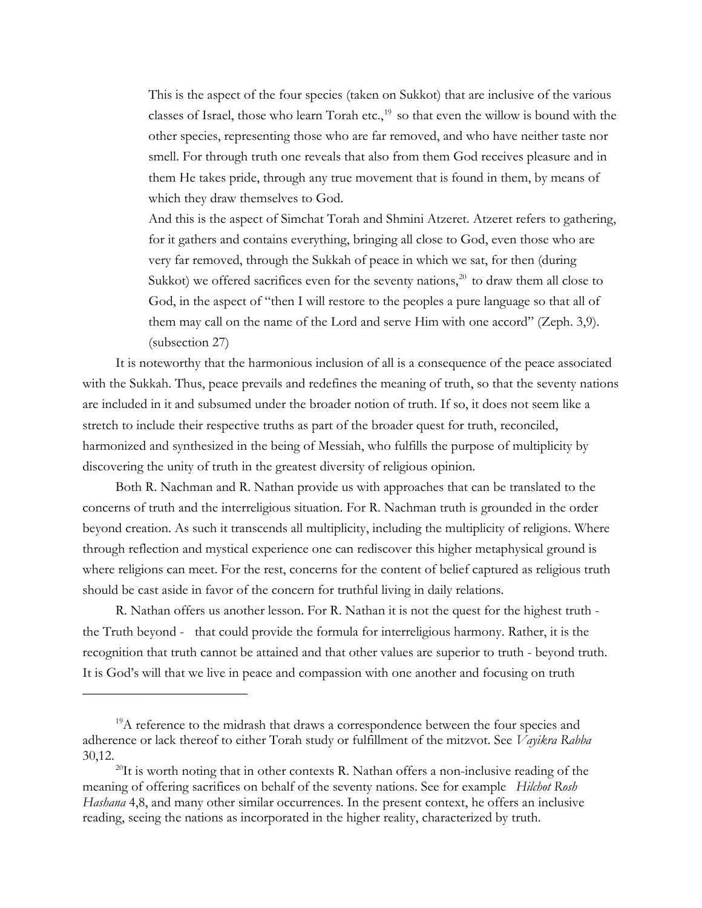> This is the aspect of the four species (taken on Sukkot) that are inclusive of the various classes of Israel, those who learn Torah etc.,[19] so that even the willow is bound with the other species, representing those who are far removed, and who have neither taste nor smell. For through truth one reveals that also from them God receives pleasure and in them He takes pride, through any true movement that is found in them, by means of which they draw themselves to God.
>
> And this is the aspect of Simchat Torah and Shmini Atzeret. Atzeret refers to gathering, for it gathers and contains everything, bringing all close to God, even those who are very far removed, through the Sukkah of peace in which we sat, for then (during Sukkot) we offered sacrifices even for the seventy nations,[20] to draw them all close to God, in the aspect of "then I will restore to the peoples a pure language so that all of them may call on the name of the Lord and serve Him with one accord" (Zeph. 3,9). (subsection 27)

It is noteworthy that the harmonious inclusion of all is a consequence of the peace associated with the Sukkah. Thus, peace prevails and redefines the meaning of truth, so that the seventy nations are included in it and subsumed under the broader notion of truth. If so, it does not seem like a stretch to include their respective truths as part of the broader quest for truth, reconciled, harmonized and synthesized in the being of Messiah, who fulfills the purpose of multiplicity by discovering the unity of truth in the greatest diversity of religious opinion.

Both R. Nachman and R. Nathan provide us with approaches that can be translated to the concerns of truth and the interreligious situation. For R. Nachman truth is grounded in the order beyond creation. As such it transcends all multiplicity, including the multiplicity of religions. Where through reflection and mystical experience one can rediscover this higher metaphysical ground is where religions can meet. For the rest, concerns for the content of belief captured as religious truth should be cast aside in favor of the concern for truthful living in daily relations.

R. Nathan offers us another lesson. For R. Nathan it is not the quest for the highest truth - the Truth beyond - that could provide the formula for interreligious harmony. Rather, it is the recognition that truth cannot be attained and that other values are superior to truth - beyond truth. It is God's will that we live in peace and compassion with one another and focusing on truth

---

[19] A reference to the midrash that draws a correspondence between the four species and adherence or lack thereof to either Torah study or fulfillment of the mitzvot. See *Vayikra Rabba* 30,12.

[20] It is worth noting that in other contexts R. Nathan offers a non-inclusive reading of the meaning of offering sacrifices on behalf of the seventy nations. See for example *Hilchot Rosh Hashana* 4,8, and many other similar occurrences. In the present context, he offers an inclusive reading, seeing the nations as incorporated in the higher reality, characterized by truth.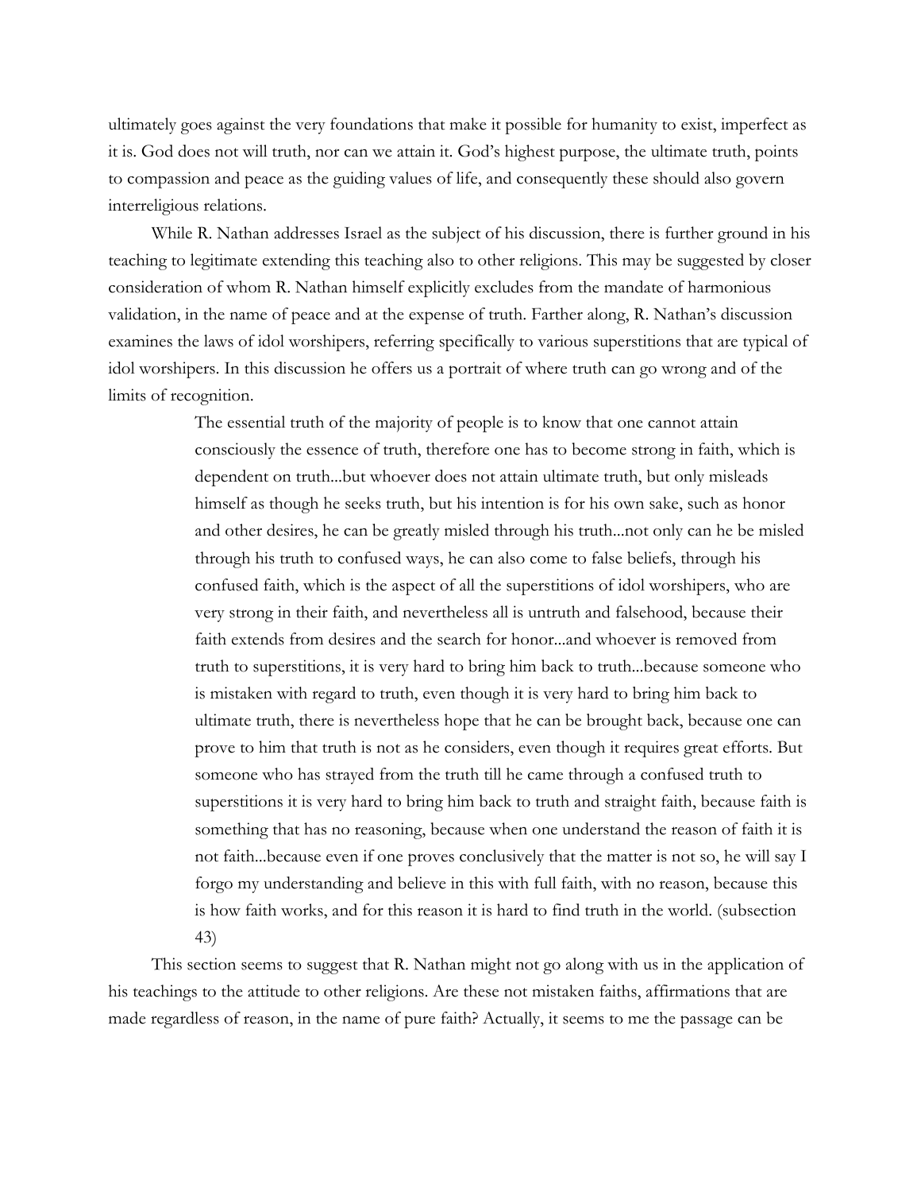ultimately goes against the very foundations that make it possible for humanity to exist, imperfect as it is. God does not will truth, nor can we attain it. God's highest purpose, the ultimate truth, points to compassion and peace as the guiding values of life, and consequently these should also govern interreligious relations.

While R. Nathan addresses Israel as the subject of his discussion, there is further ground in his teaching to legitimate extending this teaching also to other religions. This may be suggested by closer consideration of whom R. Nathan himself explicitly excludes from the mandate of harmonious validation, in the name of peace and at the expense of truth. Farther along, R. Nathan's discussion examines the laws of idol worshipers, referring specifically to various superstitions that are typical of idol worshipers. In this discussion he offers us a portrait of where truth can go wrong and of the limits of recognition.

> The essential truth of the majority of people is to know that one cannot attain consciously the essence of truth, therefore one has to become strong in faith, which is dependent on truth...but whoever does not attain ultimate truth, but only misleads himself as though he seeks truth, but his intention is for his own sake, such as honor and other desires, he can be greatly misled through his truth...not only can he be misled through his truth to confused ways, he can also come to false beliefs, through his confused faith, which is the aspect of all the superstitions of idol worshipers, who are very strong in their faith, and nevertheless all is untruth and falsehood, because their faith extends from desires and the search for honor...and whoever is removed from truth to superstitions, it is very hard to bring him back to truth...because someone who is mistaken with regard to truth, even though it is very hard to bring him back to ultimate truth, there is nevertheless hope that he can be brought back, because one can prove to him that truth is not as he considers, even though it requires great efforts. But someone who has strayed from the truth till he came through a confused truth to superstitions it is very hard to bring him back to truth and straight faith, because faith is something that has no reasoning, because when one understand the reason of faith it is not faith...because even if one proves conclusively that the matter is not so, he will say I forgo my understanding and believe in this with full faith, with no reason, because this is how faith works, and for this reason it is hard to find truth in the world. (subsection 43)

This section seems to suggest that R. Nathan might not go along with us in the application of his teachings to the attitude to other religions. Are these not mistaken faiths, affirmations that are made regardless of reason, in the name of pure faith? Actually, it seems to me the passage can be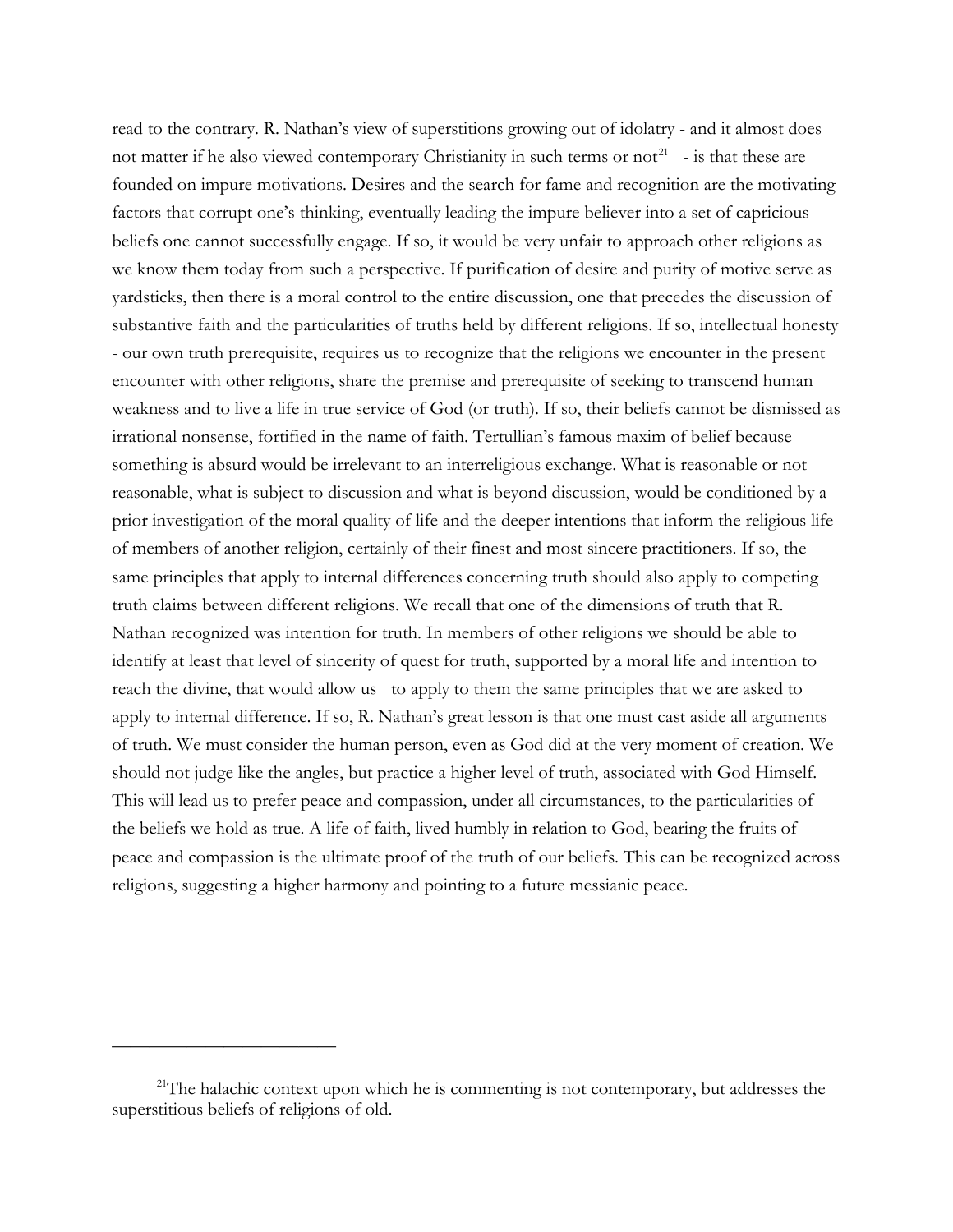read to the contrary. R. Nathan's view of superstitions growing out of idolatry - and it almost does not matter if he also viewed contemporary Christianity in such terms or not[21] - is that these are founded on impure motivations. Desires and the search for fame and recognition are the motivating factors that corrupt one's thinking, eventually leading the impure believer into a set of capricious beliefs one cannot successfully engage. If so, it would be very unfair to approach other religions as we know them today from such a perspective. If purification of desire and purity of motive serve as yardsticks, then there is a moral control to the entire discussion, one that precedes the discussion of substantive faith and the particularities of truths held by different religions. If so, intellectual honesty - our own truth prerequisite, requires us to recognize that the religions we encounter in the present encounter with other religions, share the premise and prerequisite of seeking to transcend human weakness and to live a life in true service of God (or truth). If so, their beliefs cannot be dismissed as irrational nonsense, fortified in the name of faith. Tertullian's famous maxim of belief because something is absurd would be irrelevant to an interreligious exchange. What is reasonable or not reasonable, what is subject to discussion and what is beyond discussion, would be conditioned by a prior investigation of the moral quality of life and the deeper intentions that inform the religious life of members of another religion, certainly of their finest and most sincere practitioners. If so, the same principles that apply to internal differences concerning truth should also apply to competing truth claims between different religions. We recall that one of the dimensions of truth that R. Nathan recognized was intention for truth. In members of other religions we should be able to identify at least that level of sincerity of quest for truth, supported by a moral life and intention to reach the divine, that would allow us to apply to them the same principles that we are asked to apply to internal difference. If so, R. Nathan's great lesson is that one must cast aside all arguments of truth. We must consider the human person, even as God did at the very moment of creation. We should not judge like the angles, but practice a higher level of truth, associated with God Himself. This will lead us to prefer peace and compassion, under all circumstances, to the particularities of the beliefs we hold as true. A life of faith, lived humbly in relation to God, bearing the fruits of peace and compassion is the ultimate proof of the truth of our beliefs. This can be recognized across religions, suggesting a higher harmony and pointing to a future messianic peace.

---

[21] The halachic context upon which he is commenting is not contemporary, but addresses the superstitious beliefs of religions of old.